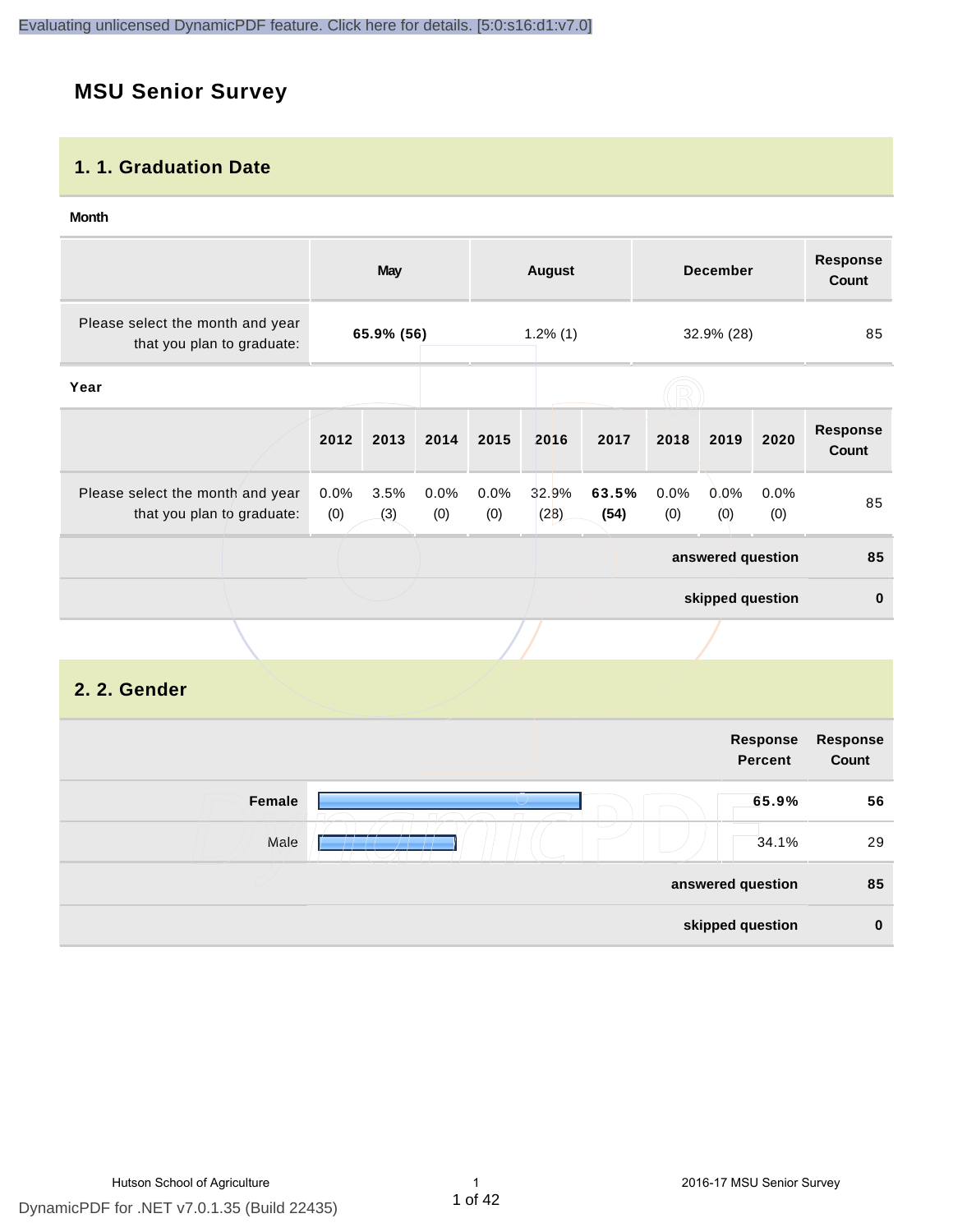# MSU Senior Survey

## 1. 1. Graduation Date

**Month**

| | May | August | December | Response Count |
|---|---|---|---|---|
| Please select the month and year that you plan to graduate: | **65.9% (56)** | 1.2% (1) | 32.9% (28) | 85 |

**Year**

| | 2012 | 2013 | 2014 | 2015 | 2016 | 2017 | 2018 | 2019 | 2020 | Response Count |
|---|---|---|---|---|---|---|---|---|---|---|
| Please select the month and year that you plan to graduate: | 0.0% (0) | 3.5% (3) | 0.0% (0) | 0.0% (0) | 32.9% (28) | **63.5% (54)** | 0.0% (0) | 0.0% (0) | 0.0% (0) | 85 |
| | | | | | | | | | **answered question** | **85** |
| | | | | | | | | | **skipped question** | **0** |

## 2. 2. Gender

| | Response Percent | Response Count |
|---|---|---|
| **Female** | **65.9%** | **56** |
| Male | 34.1% | 29 |
| | **answered question** | **85** |
| | **skipped question** | **0** |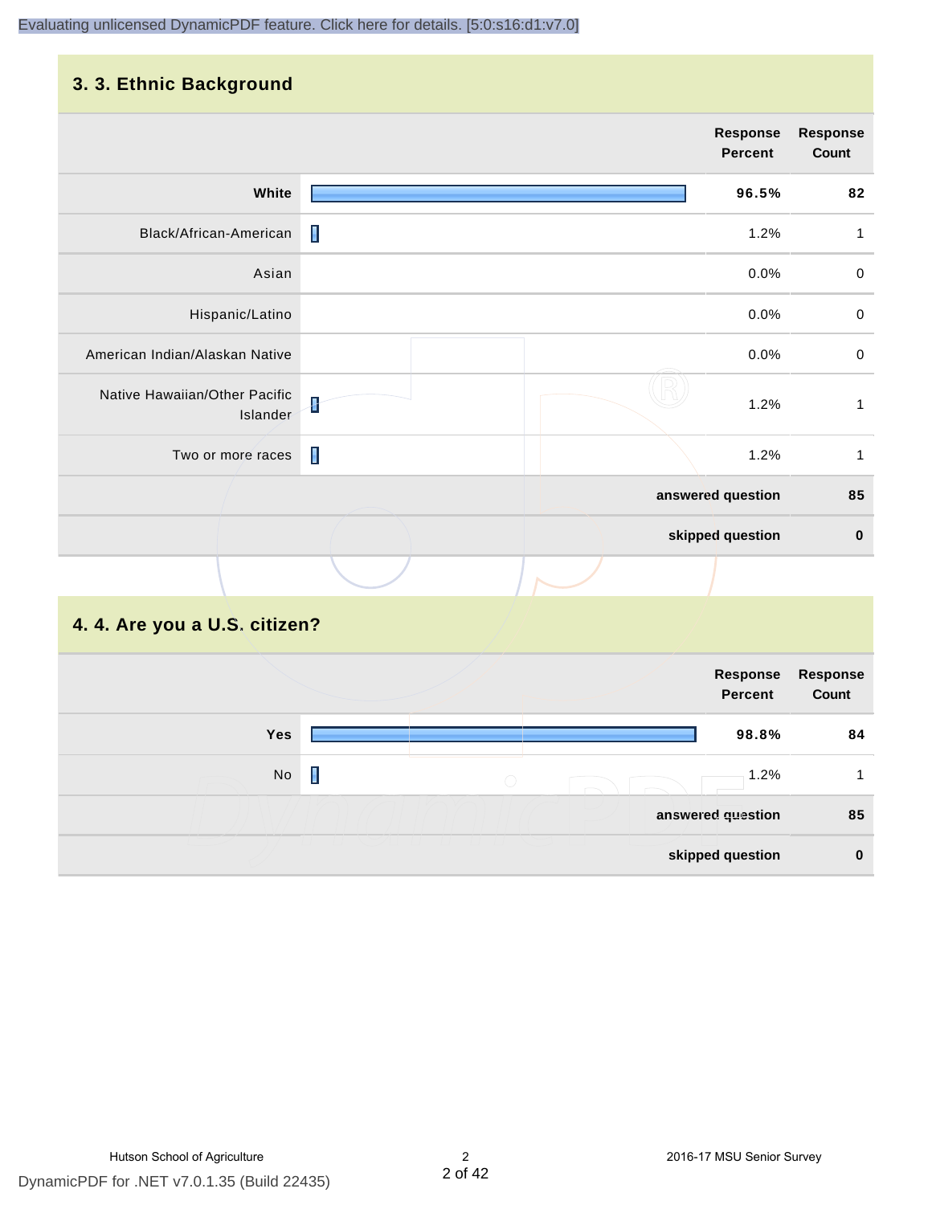## 3. 3. Ethnic Background

| | Response Percent | Response Count |
|---|---|---|
| White | 96.5% | 82 |
| Black/African-American | 1.2% | 1 |
| Asian | 0.0% | 0 |
| Hispanic/Latino | 0.0% | 0 |
| American Indian/Alaskan Native | 0.0% | 0 |
| Native Hawaiian/Other Pacific Islander | 1.2% | 1 |
| Two or more races | 1.2% | 1 |
| | **answered question** | **85** |
| | **skipped question** | **0** |

## 4. 4. Are you a U.S. citizen?

| | Response Percent | Response Count |
|---|---|---|
| Yes | 98.8% | 84 |
| No | 1.2% | 1 |
| | **answered question** | **85** |
| | **skipped question** | **0** |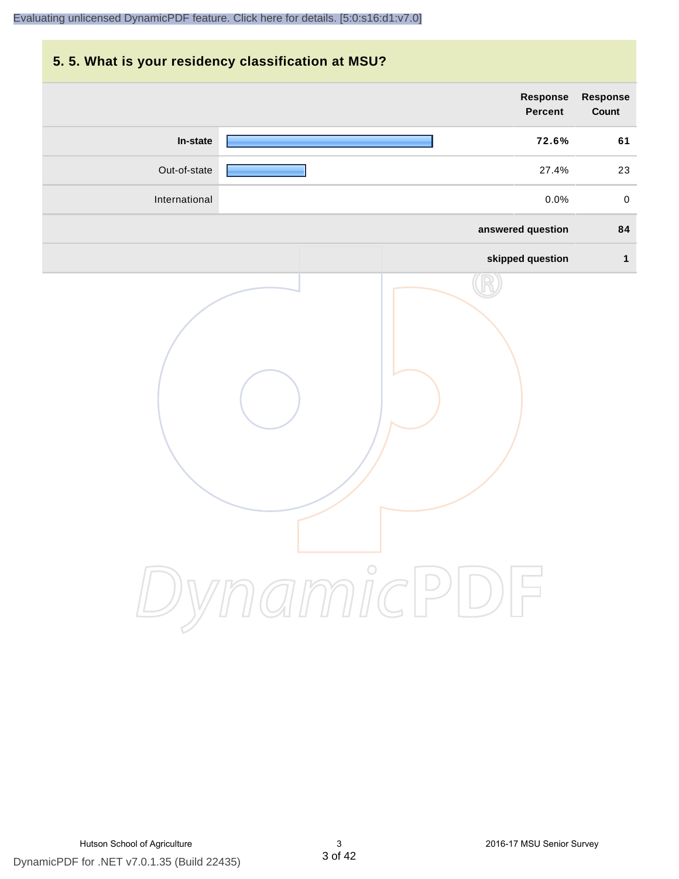## 5. 5. What is your residency classification at MSU?

| | Response Percent | Response Count |
|---|---|---|
| **In-state** | **72.6%** | **61** |
| Out-of-state | 27.4% | 23 |
| International | 0.0% | 0 |
| | **answered question** | **84** |
| | **skipped question** | **1** |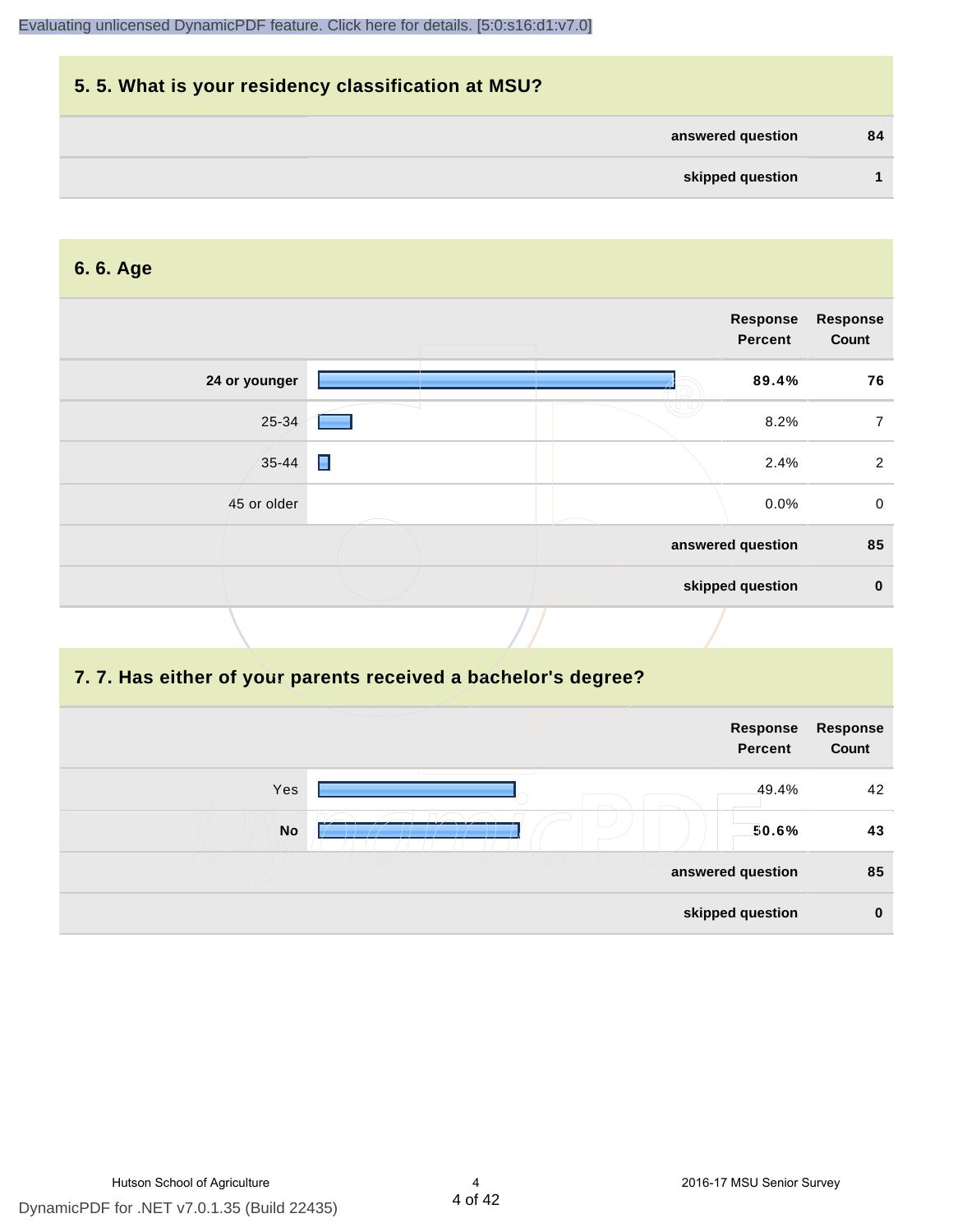## 5. 5. What is your residency classification at MSU?

| | |
|---|---|
| answered question | 84 |
| skipped question | 1 |

## 6. 6. Age

| | Response Percent | Response Count |
|---|---|---|
| **24 or younger** | **89.4%** | **76** |
| 25-34 | 8.2% | 7 |
| 35-44 | 2.4% | 2 |
| 45 or older | 0.0% | 0 |
| answered question | | 85 |
| skipped question | | 0 |

## 7. 7. Has either of your parents received a bachelor's degree?

| | Response Percent | Response Count |
|---|---|---|
| Yes | 49.4% | 42 |
| **No** | **50.6%** | **43** |
| answered question | | 85 |
| skipped question | | 0 |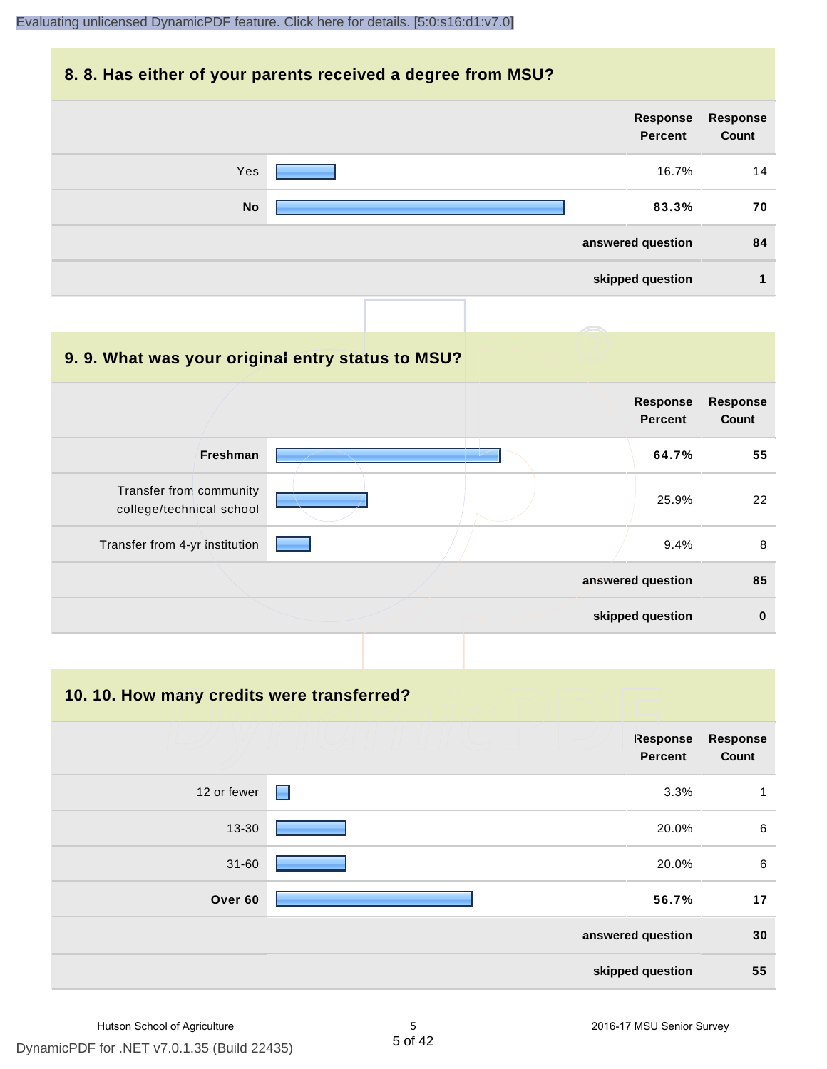## 8. 8. Has either of your parents received a degree from MSU?

| | Response Percent | Response Count |
|---|---|---|
| Yes | 16.7% | 14 |
| **No** | **83.3%** | **70** |
| | **answered question** | **84** |
| | **skipped question** | **1** |

## 9. 9. What was your original entry status to MSU?

| | Response Percent | Response Count |
|---|---|---|
| **Freshman** | **64.7%** | **55** |
| Transfer from community college/technical school | 25.9% | 22 |
| Transfer from 4-yr institution | 9.4% | 8 |
| | **answered question** | **85** |
| | **skipped question** | **0** |

## 10. 10. How many credits were transferred?

| | Response Percent | Response Count |
|---|---|---|
| 12 or fewer | 3.3% | 1 |
| 13-30 | 20.0% | 6 |
| 31-60 | 20.0% | 6 |
| **Over 60** | **56.7%** | **17** |
| | **answered question** | **30** |
| | **skipped question** | **55** |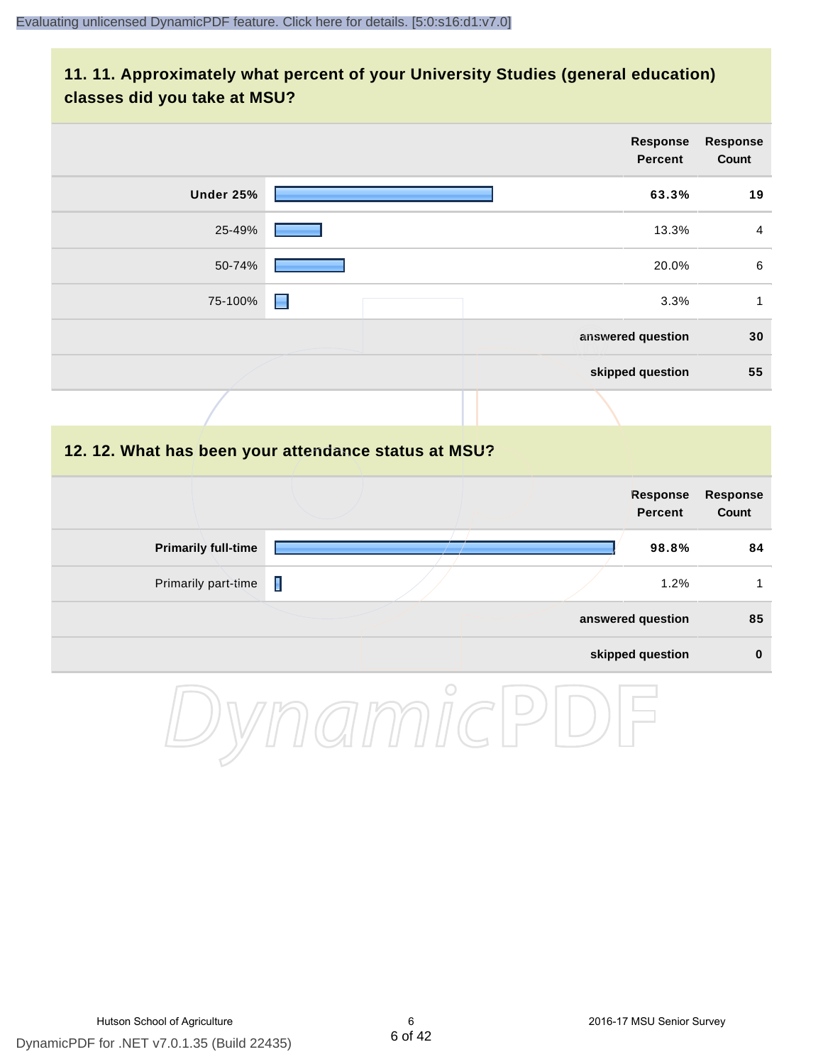## 11. 11. Approximately what percent of your University Studies (general education) classes did you take at MSU?

| | Response Percent | Response Count |
|---|---|---|
| **Under 25%** | **63.3%** | **19** |
| 25-49% | 13.3% | 4 |
| 50-74% | 20.0% | 6 |
| 75-100% | 3.3% | 1 |
| | **answered question** | **30** |
| | **skipped question** | **55** |

## 12. 12. What has been your attendance status at MSU?

| | Response Percent | Response Count |
|---|---|---|
| **Primarily full-time** | **98.8%** | **84** |
| Primarily part-time | 1.2% | 1 |
| | **answered question** | **85** |
| | **skipped question** | **0** |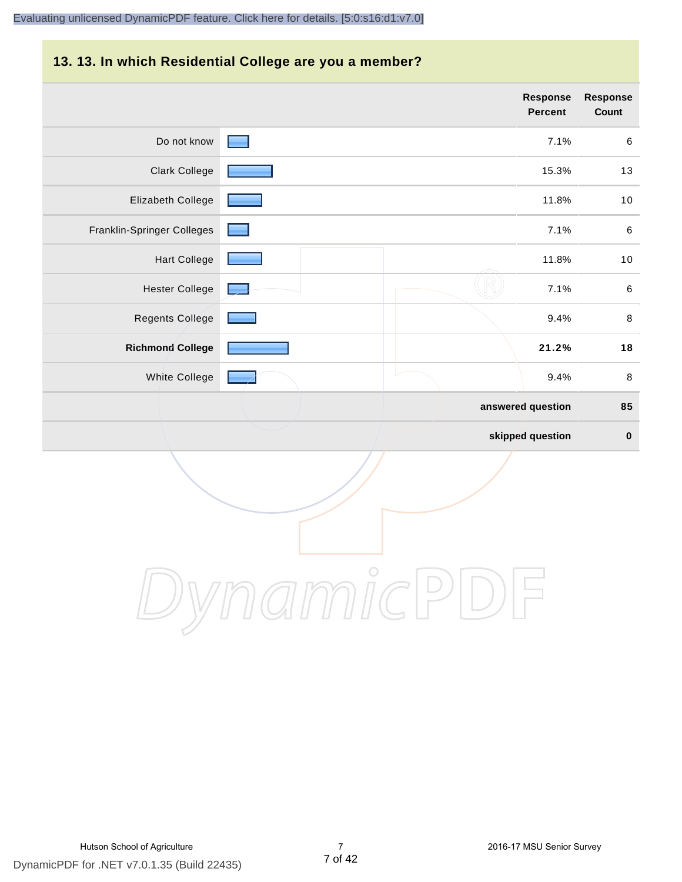## 13. 13. In which Residential College are you a member?

| | Response Percent | Response Count |
|---|---|---|
| Do not know | 7.1% | 6 |
| Clark College | 15.3% | 13 |
| Elizabeth College | 11.8% | 10 |
| Franklin-Springer Colleges | 7.1% | 6 |
| Hart College | 11.8% | 10 |
| Hester College | 7.1% | 6 |
| Regents College | 9.4% | 8 |
| **Richmond College** | **21.2%** | **18** |
| White College | 9.4% | 8 |
| | **answered question** | **85** |
| | **skipped question** | **0** |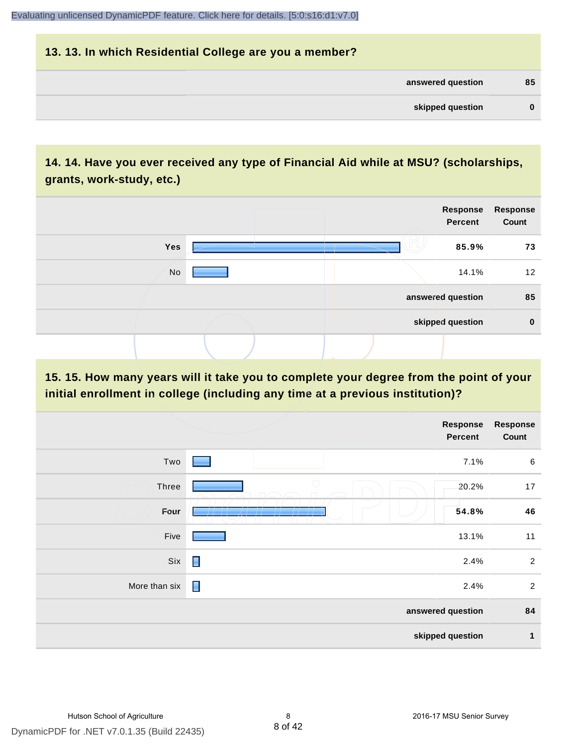## 13. 13. In which Residential College are you a member?

| | |
|---|---|
| answered question | 85 |
| skipped question | 0 |

## 14. 14. Have you ever received any type of Financial Aid while at MSU? (scholarships, grants, work-study, etc.)

| | Response Percent | Response Count |
|---|---|---|
| **Yes** | **85.9%** | **73** |
| No | 14.1% | 12 |
| answered question | | 85 |
| skipped question | | 0 |

## 15. 15. How many years will it take you to complete your degree from the point of your initial enrollment in college (including any time at a previous institution)?

| | Response Percent | Response Count |
|---|---|---|
| Two | 7.1% | 6 |
| Three | 20.2% | 17 |
| **Four** | **54.8%** | **46** |
| Five | 13.1% | 11 |
| Six | 2.4% | 2 |
| More than six | 2.4% | 2 |
| answered question | | 84 |
| skipped question | | 1 |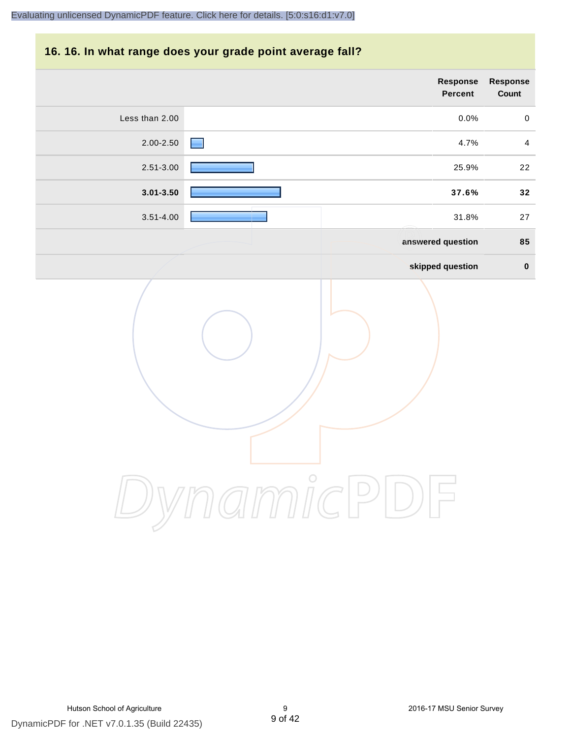## 16. 16. In what range does your grade point average fall?

| | Response Percent | Response Count |
|---|---|---|
| Less than 2.00 | 0.0% | 0 |
| 2.00-2.50 | 4.7% | 4 |
| 2.51-3.00 | 25.9% | 22 |
| **3.01-3.50** | **37.6%** | **32** |
| 3.51-4.00 | 31.8% | 27 |
| | **answered question** | **85** |
| | **skipped question** | **0** |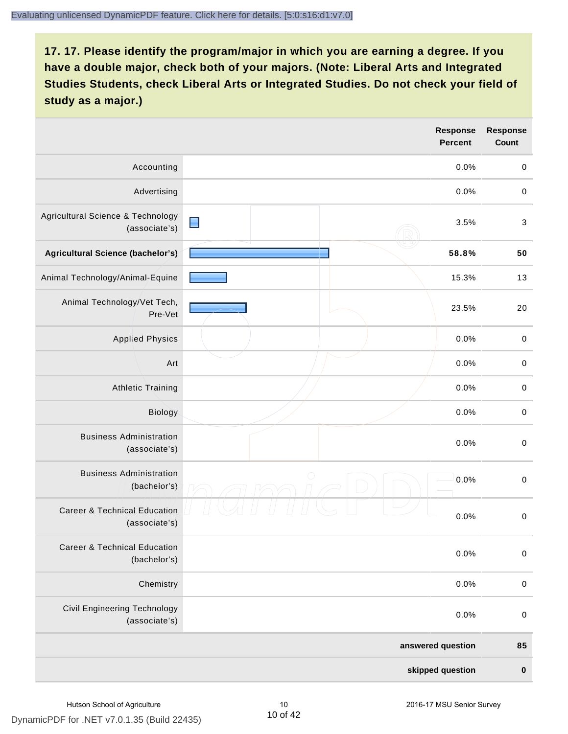## 17. 17. Please identify the program/major in which you are earning a degree. If you have a double major, check both of your majors. (Note: Liberal Arts and Integrated Studies Students, check Liberal Arts or Integrated Studies. Do not check your field of study as a major.)

| | Response Percent | Response Count |
|---|---|---|
| Accounting | 0.0% | 0 |
| Advertising | 0.0% | 0 |
| Agricultural Science & Technology (associate's) | 3.5% | 3 |
| **Agricultural Science (bachelor's)** | **58.8%** | **50** |
| Animal Technology/Animal-Equine | 15.3% | 13 |
| Animal Technology/Vet Tech, Pre-Vet | 23.5% | 20 |
| Applied Physics | 0.0% | 0 |
| Art | 0.0% | 0 |
| Athletic Training | 0.0% | 0 |
| Biology | 0.0% | 0 |
| Business Administration (associate's) | 0.0% | 0 |
| Business Administration (bachelor's) | 0.0% | 0 |
| Career & Technical Education (associate's) | 0.0% | 0 |
| Career & Technical Education (bachelor's) | 0.0% | 0 |
| Chemistry | 0.0% | 0 |
| Civil Engineering Technology (associate's) | 0.0% | 0 |
| **answered question** | | **85** |
| **skipped question** | | **0** |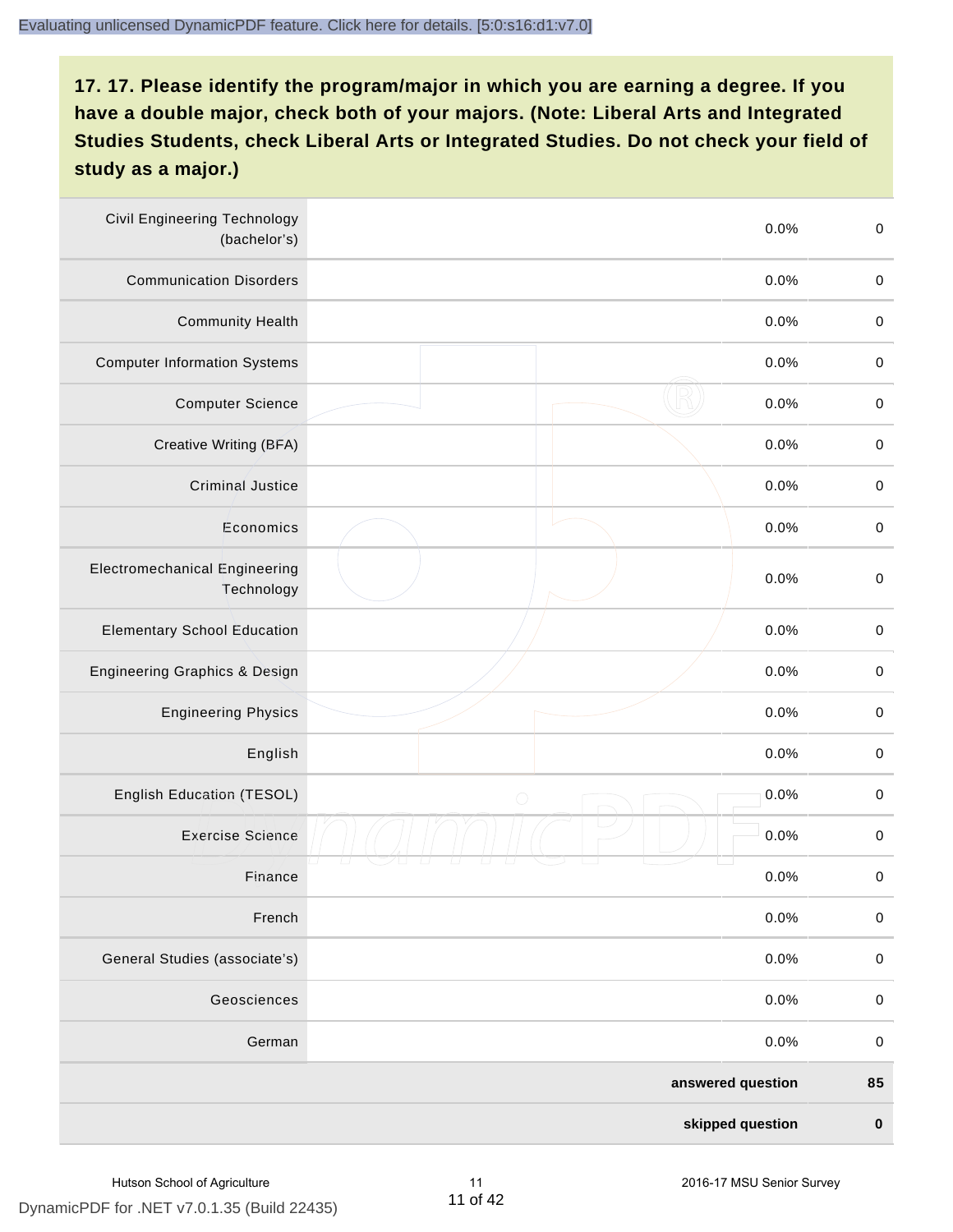**17. 17. Please identify the program/major in which you are earning a degree. If you have a double major, check both of your majors. (Note: Liberal Arts and Integrated Studies Students, check Liberal Arts or Integrated Studies. Do not check your field of study as a major.)**

| | | | |
|---|---|---|---|
| Civil Engineering Technology (bachelor's) | | 0.0% | 0 |
| Communication Disorders | | 0.0% | 0 |
| Community Health | | 0.0% | 0 |
| Computer Information Systems | | 0.0% | 0 |
| Computer Science | | 0.0% | 0 |
| Creative Writing (BFA) | | 0.0% | 0 |
| Criminal Justice | | 0.0% | 0 |
| Economics | | 0.0% | 0 |
| Electromechanical Engineering Technology | | 0.0% | 0 |
| Elementary School Education | | 0.0% | 0 |
| Engineering Graphics & Design | | 0.0% | 0 |
| Engineering Physics | | 0.0% | 0 |
| English | | 0.0% | 0 |
| English Education (TESOL) | | 0.0% | 0 |
| Exercise Science | | 0.0% | 0 |
| Finance | | 0.0% | 0 |
| French | | 0.0% | 0 |
| General Studies (associate's) | | 0.0% | 0 |
| Geosciences | | 0.0% | 0 |
| German | | 0.0% | 0 |
| | | **answered question** | **85** |
| | | **skipped question** | **0** |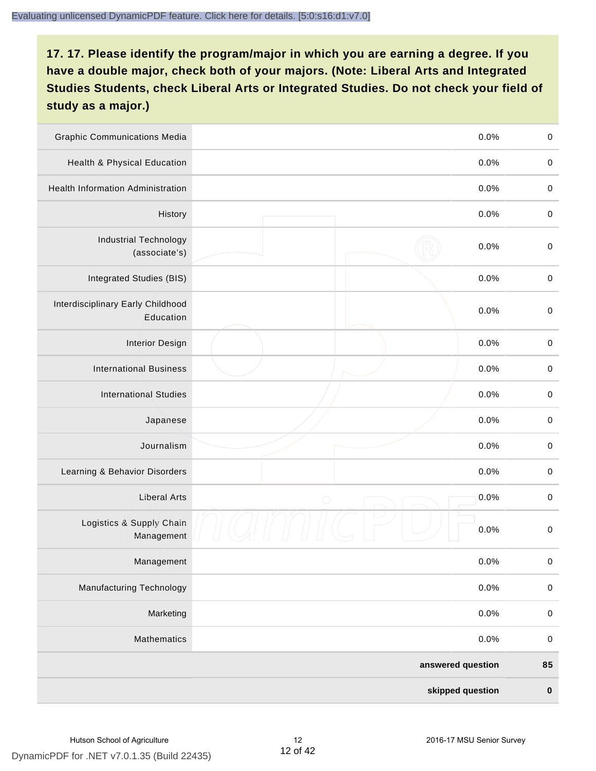Evaluating unlicensed DynamicPDF feature. Click here for details. [5:0:s16:d1:v7.0]

## 17. 17. Please identify the program/major in which you are earning a degree. If you have a double major, check both of your majors. (Note: Liberal Arts and Integrated Studies Students, check Liberal Arts or Integrated Studies. Do not check your field of study as a major.)

| Program/Major | | Percent | Count |
|---|---|---|---|
| Graphic Communications Media | | 0.0% | 0 |
| Health & Physical Education | | 0.0% | 0 |
| Health Information Administration | | 0.0% | 0 |
| History | | 0.0% | 0 |
| Industrial Technology (associate's) | | 0.0% | 0 |
| Integrated Studies (BIS) | | 0.0% | 0 |
| Interdisciplinary Early Childhood Education | | 0.0% | 0 |
| Interior Design | | 0.0% | 0 |
| International Business | | 0.0% | 0 |
| International Studies | | 0.0% | 0 |
| Japanese | | 0.0% | 0 |
| Journalism | | 0.0% | 0 |
| Learning & Behavior Disorders | | 0.0% | 0 |
| Liberal Arts | | 0.0% | 0 |
| Logistics & Supply Chain Management | | 0.0% | 0 |
| Management | | 0.0% | 0 |
| Manufacturing Technology | | 0.0% | 0 |
| Marketing | | 0.0% | 0 |
| Mathematics | | 0.0% | 0 |
| | | **answered question** | **85** |
| | | **skipped question** | **0** |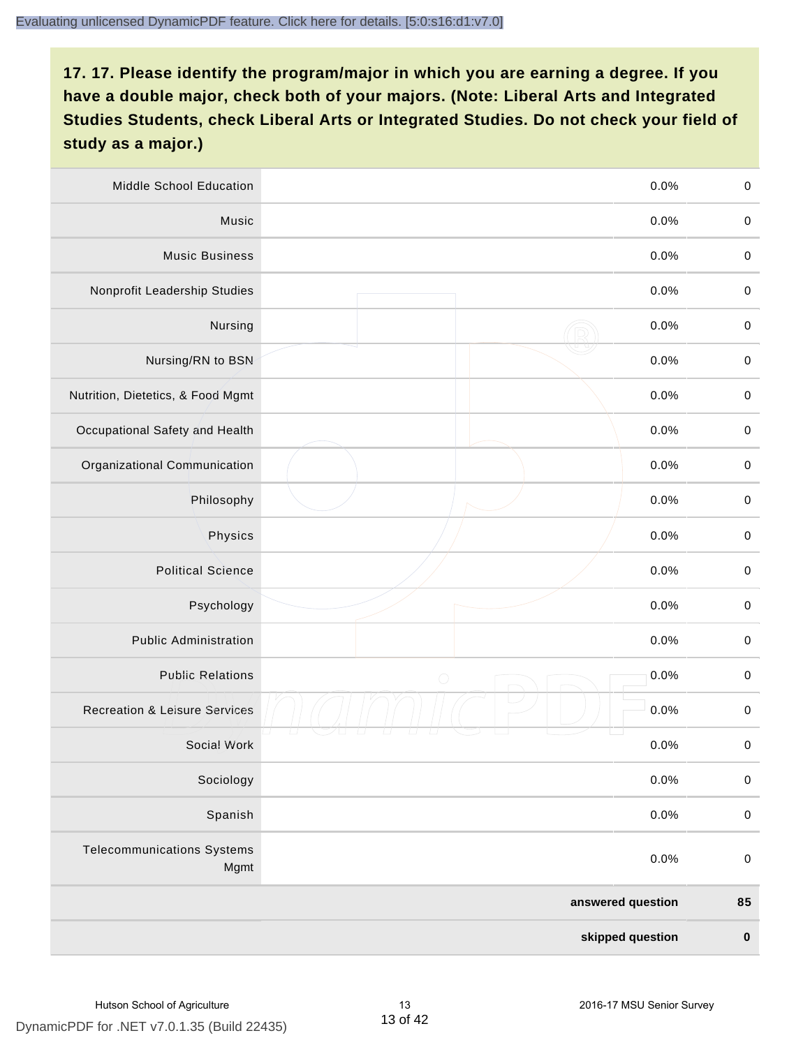**17. 17. Please identify the program/major in which you are earning a degree. If you have a double major, check both of your majors. (Note: Liberal Arts and Integrated Studies Students, check Liberal Arts or Integrated Studies. Do not check your field of study as a major.)**

| | | | |
|---|---|---|---|
| Middle School Education | | 0.0% | 0 |
| Music | | 0.0% | 0 |
| Music Business | | 0.0% | 0 |
| Nonprofit Leadership Studies | | 0.0% | 0 |
| Nursing | | 0.0% | 0 |
| Nursing/RN to BSN | | 0.0% | 0 |
| Nutrition, Dietetics, & Food Mgmt | | 0.0% | 0 |
| Occupational Safety and Health | | 0.0% | 0 |
| Organizational Communication | | 0.0% | 0 |
| Philosophy | | 0.0% | 0 |
| Physics | | 0.0% | 0 |
| Political Science | | 0.0% | 0 |
| Psychology | | 0.0% | 0 |
| Public Administration | | 0.0% | 0 |
| Public Relations | | 0.0% | 0 |
| Recreation & Leisure Services | | 0.0% | 0 |
| Social Work | | 0.0% | 0 |
| Sociology | | 0.0% | 0 |
| Spanish | | 0.0% | 0 |
| Telecommunications Systems Mgmt | | 0.0% | 0 |
| | | **answered question** | **85** |
| | | **skipped question** | **0** |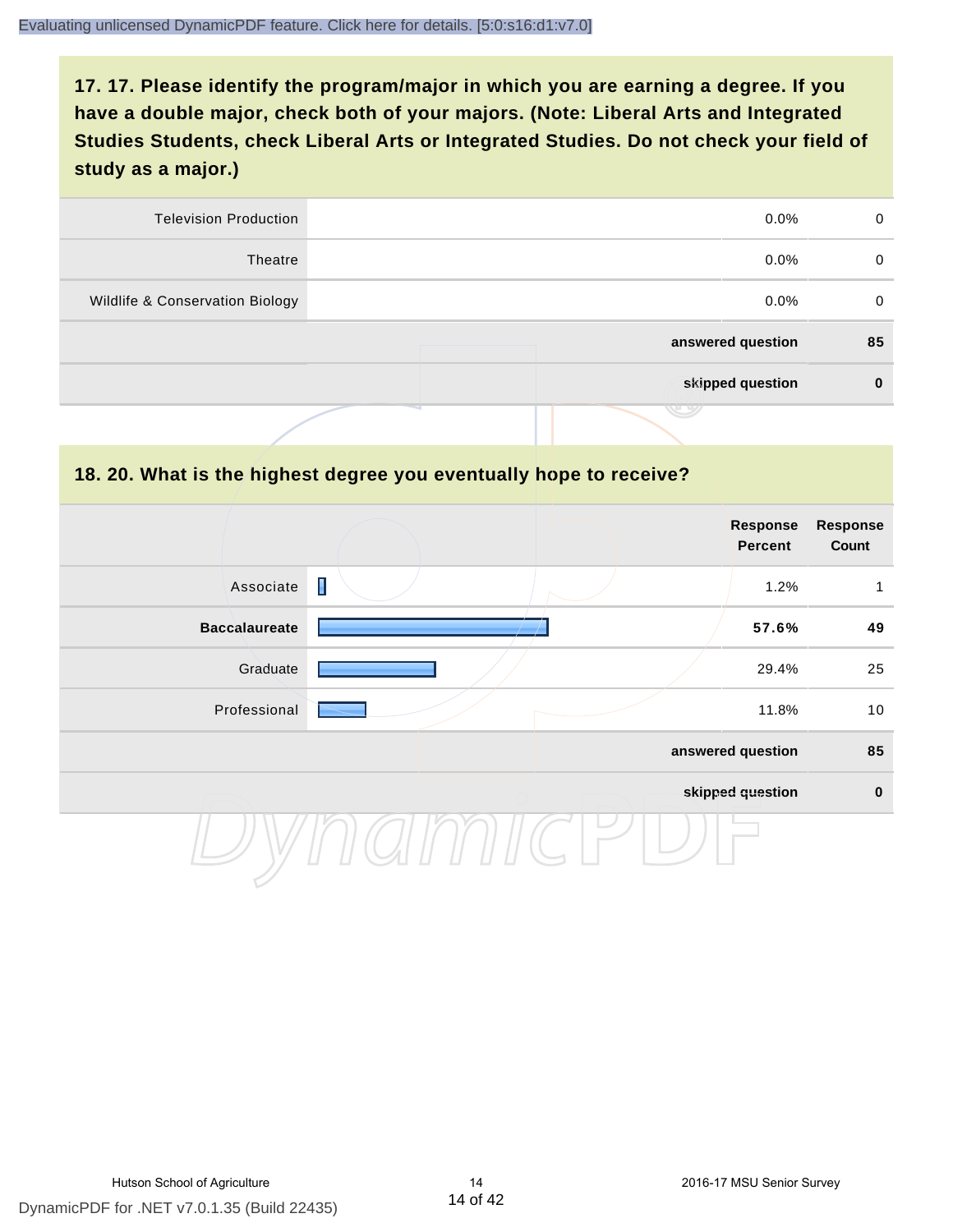## 17. 17. Please identify the program/major in which you are earning a degree. If you have a double major, check both of your majors. (Note: Liberal Arts and Integrated Studies Students, check Liberal Arts or Integrated Studies. Do not check your field of study as a major.)

| | | | |
|---|---|---|---|
| Television Production | | 0.0% | 0 |
| Theatre | | 0.0% | 0 |
| Wildlife & Conservation Biology | | 0.0% | 0 |
| | | **answered question** | **85** |
| | | **skipped question** | **0** |

## 18. 20. What is the highest degree you eventually hope to receive?

| | | Response Percent | Response Count |
|---|---|---|---|
| Associate | | 1.2% | 1 |
| **Baccalaureate** | | **57.6%** | **49** |
| Graduate | | 29.4% | 25 |
| Professional | | 11.8% | 10 |
| | | **answered question** | **85** |
| | | **skipped question** | **0** |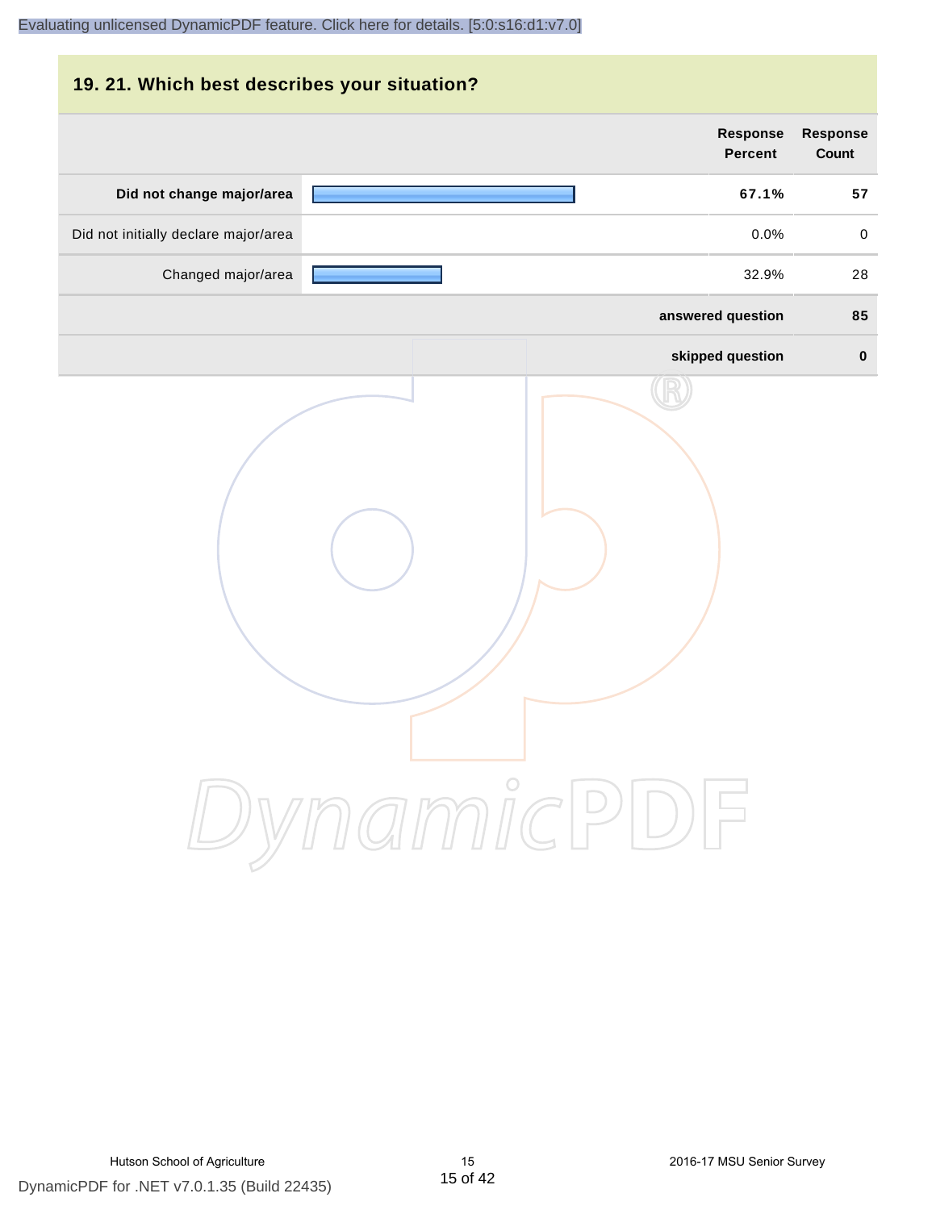## 19. 21. Which best describes your situation?

| | Response Percent | Response Count |
|---|---|---|
| **Did not change major/area** | **67.1%** | **57** |
| Did not initially declare major/area | 0.0% | 0 |
| Changed major/area | 32.9% | 28 |
| | **answered question** | **85** |
| | **skipped question** | **0** |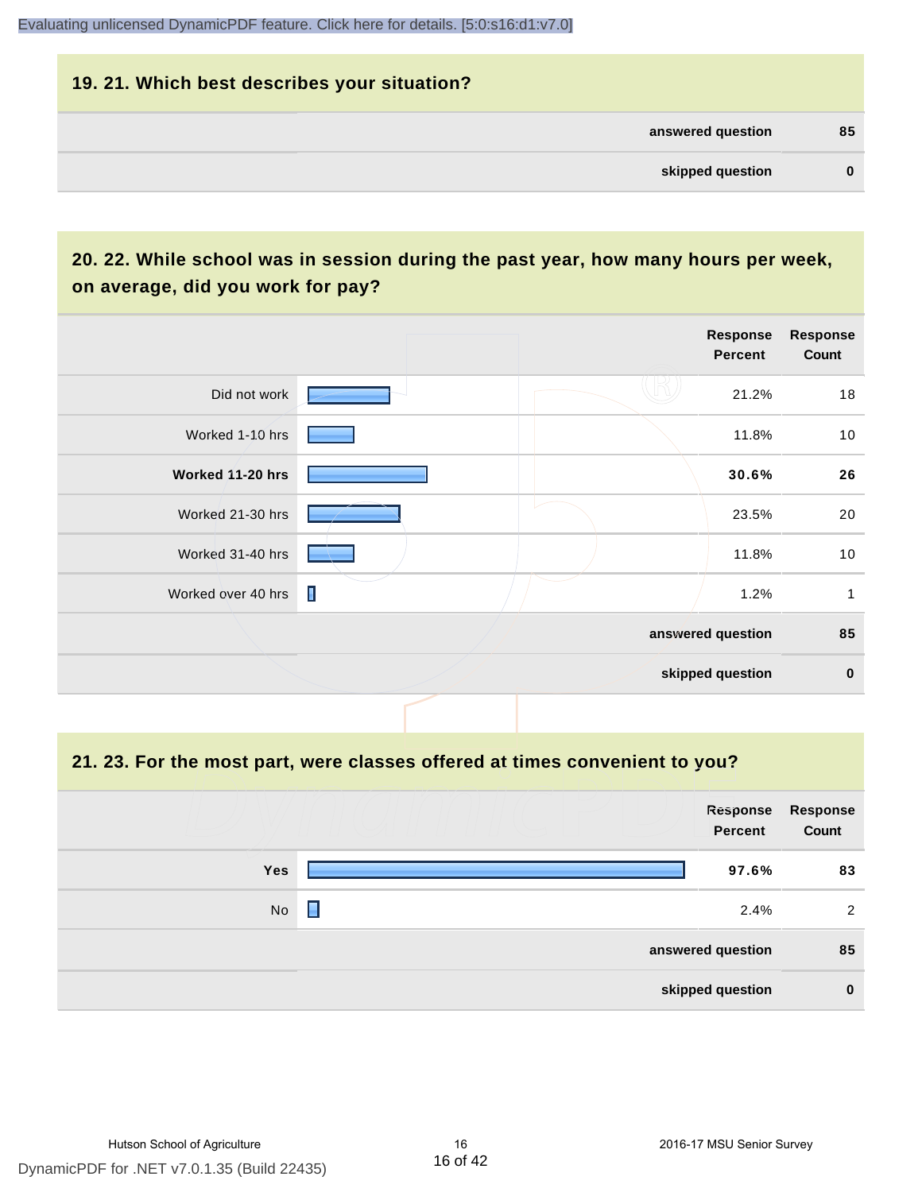## 19. 21. Which best describes your situation?

| | |
|---|---|
| answered question | 85 |
| skipped question | 0 |

## 20. 22. While school was in session during the past year, how many hours per week, on average, did you work for pay?

| | Response Percent | Response Count |
|---|---|---|
| Did not work | 21.2% | 18 |
| Worked 1-10 hrs | 11.8% | 10 |
| **Worked 11-20 hrs** | **30.6%** | **26** |
| Worked 21-30 hrs | 23.5% | 20 |
| Worked 31-40 hrs | 11.8% | 10 |
| Worked over 40 hrs | 1.2% | 1 |
| answered question | | 85 |
| skipped question | | 0 |

## 21. 23. For the most part, were classes offered at times convenient to you?

| | Response Percent | Response Count |
|---|---|---|
| **Yes** | **97.6%** | **83** |
| No | 2.4% | 2 |
| answered question | | 85 |
| skipped question | | 0 |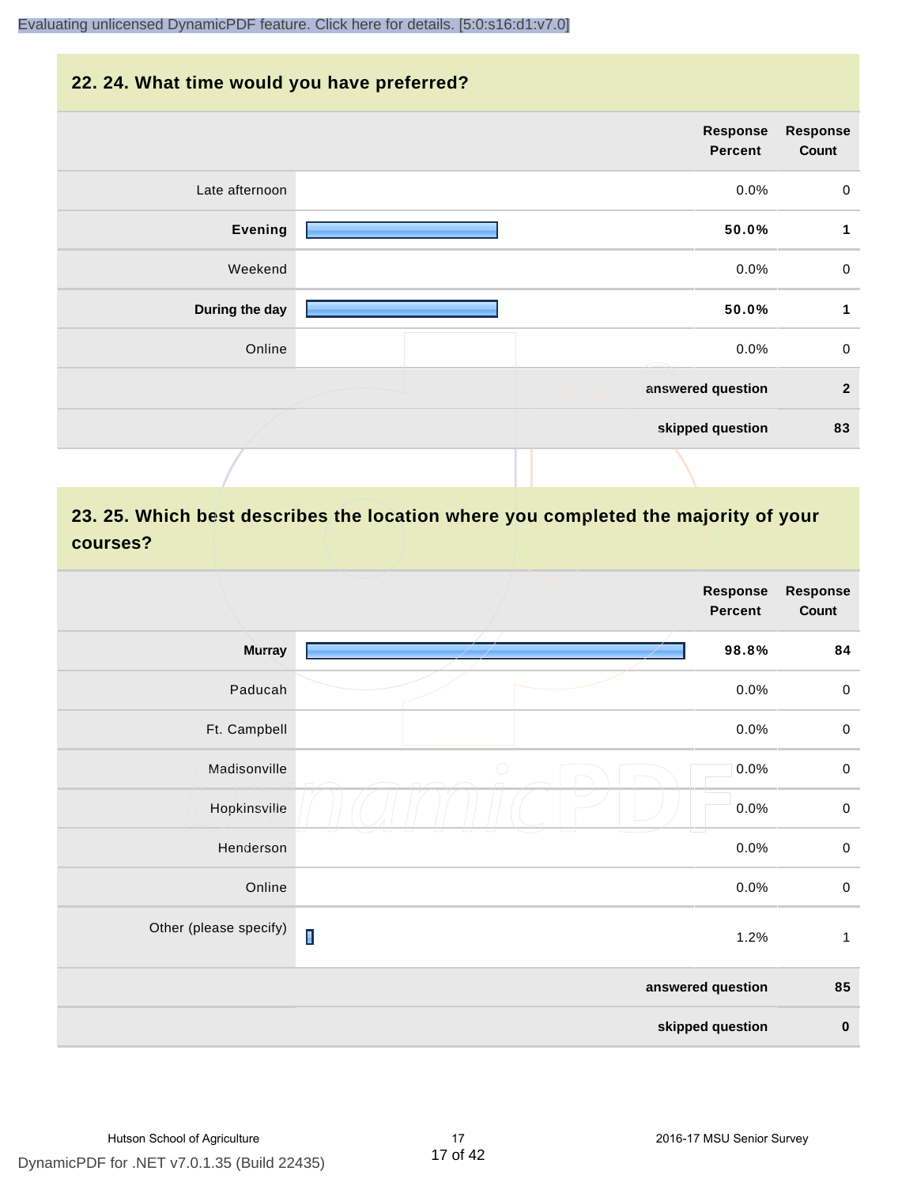## 22. 24. What time would you have preferred?

| | Response Percent | Response Count |
|---|---|---|
| Late afternoon | 0.0% | 0 |
| **Evening** | **50.0%** | **1** |
| Weekend | 0.0% | 0 |
| **During the day** | **50.0%** | **1** |
| Online | 0.0% | 0 |
| **answered question** | | **2** |
| **skipped question** | | **83** |

## 23. 25. Which best describes the location where you completed the majority of your courses?

| | Response Percent | Response Count |
|---|---|---|
| **Murray** | **98.8%** | **84** |
| Paducah | 0.0% | 0 |
| Ft. Campbell | 0.0% | 0 |
| Madisonville | 0.0% | 0 |
| Hopkinsville | 0.0% | 0 |
| Henderson | 0.0% | 0 |
| Online | 0.0% | 0 |
| Other (please specify) | 1.2% | 1 |
| **answered question** | | **85** |
| **skipped question** | | **0** |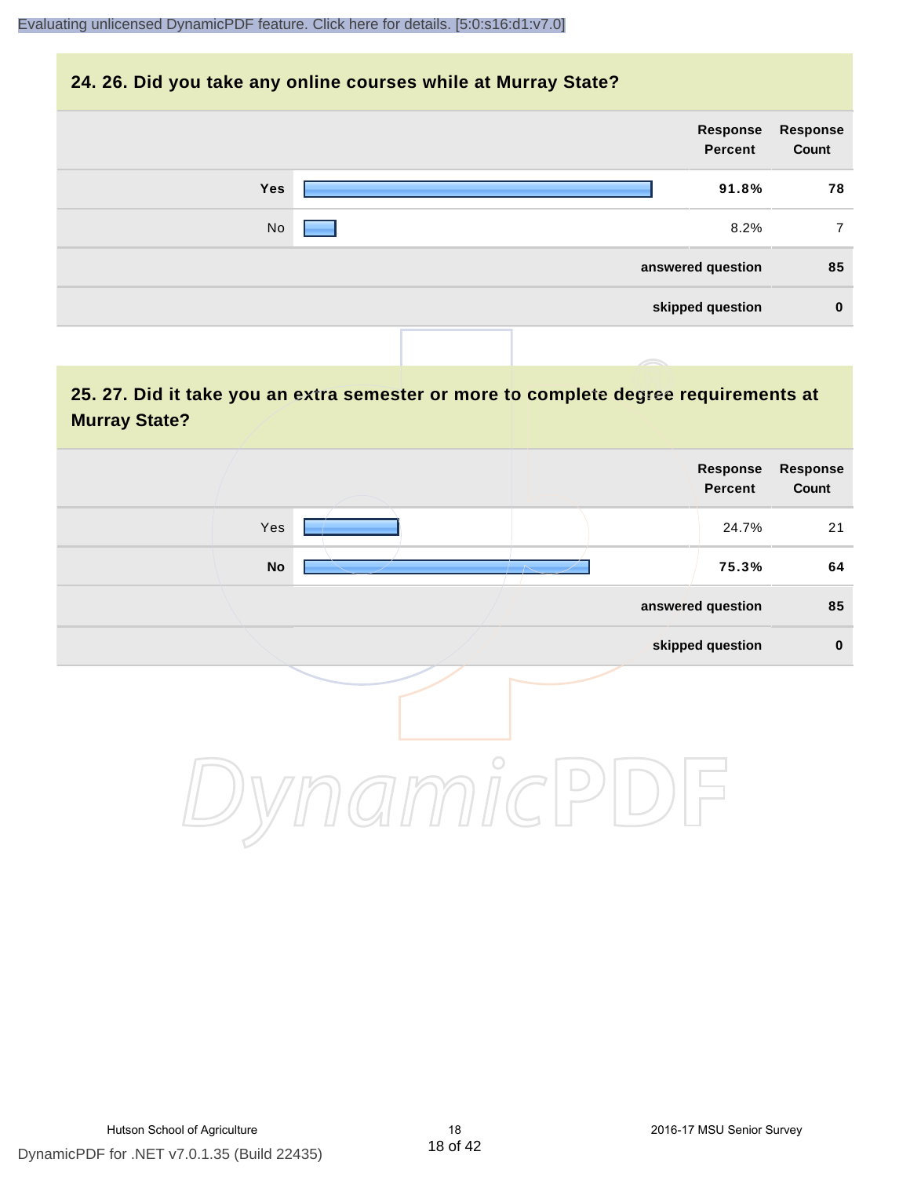## 24. 26. Did you take any online courses while at Murray State?

| | Response Percent | Response Count |
|---|---|---|
| **Yes** | **91.8%** | **78** |
| No | 8.2% | 7 |
| | **answered question** | **85** |
| | **skipped question** | **0** |

## 25. 27. Did it take you an extra semester or more to complete degree requirements at Murray State?

| | Response Percent | Response Count |
|---|---|---|
| Yes | 24.7% | 21 |
| **No** | **75.3%** | **64** |
| | **answered question** | **85** |
| | **skipped question** | **0** |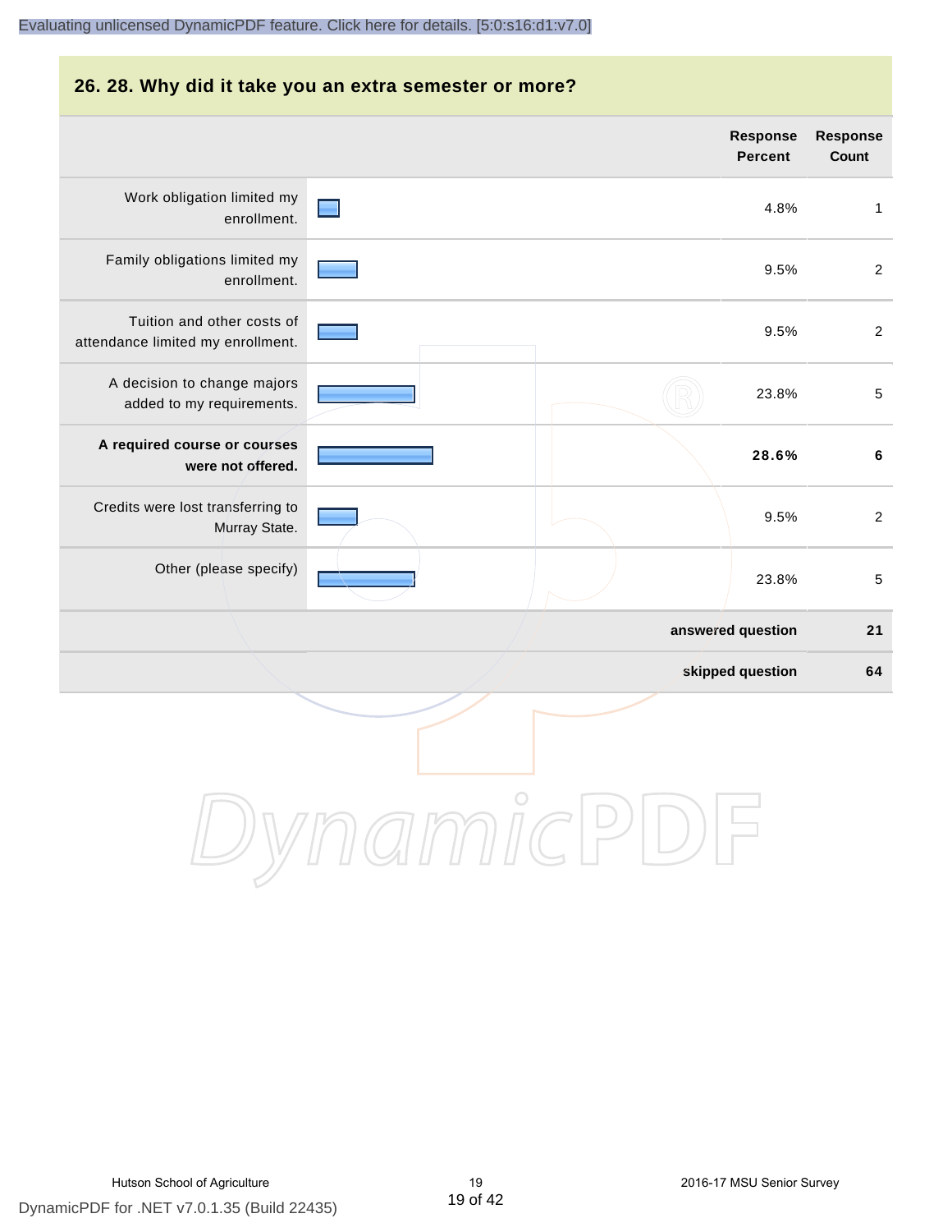## 26. 28. Why did it take you an extra semester or more?

| | Response Percent | Response Count |
|---|---|---|
| Work obligation limited my enrollment. | 4.8% | 1 |
| Family obligations limited my enrollment. | 9.5% | 2 |
| Tuition and other costs of attendance limited my enrollment. | 9.5% | 2 |
| A decision to change majors added to my requirements. | 23.8% | 5 |
| **A required course or courses were not offered.** | **28.6%** | **6** |
| Credits were lost transferring to Murray State. | 9.5% | 2 |
| Other (please specify) | 23.8% | 5 |
| **answered question** | | **21** |
| **skipped question** | | **64** |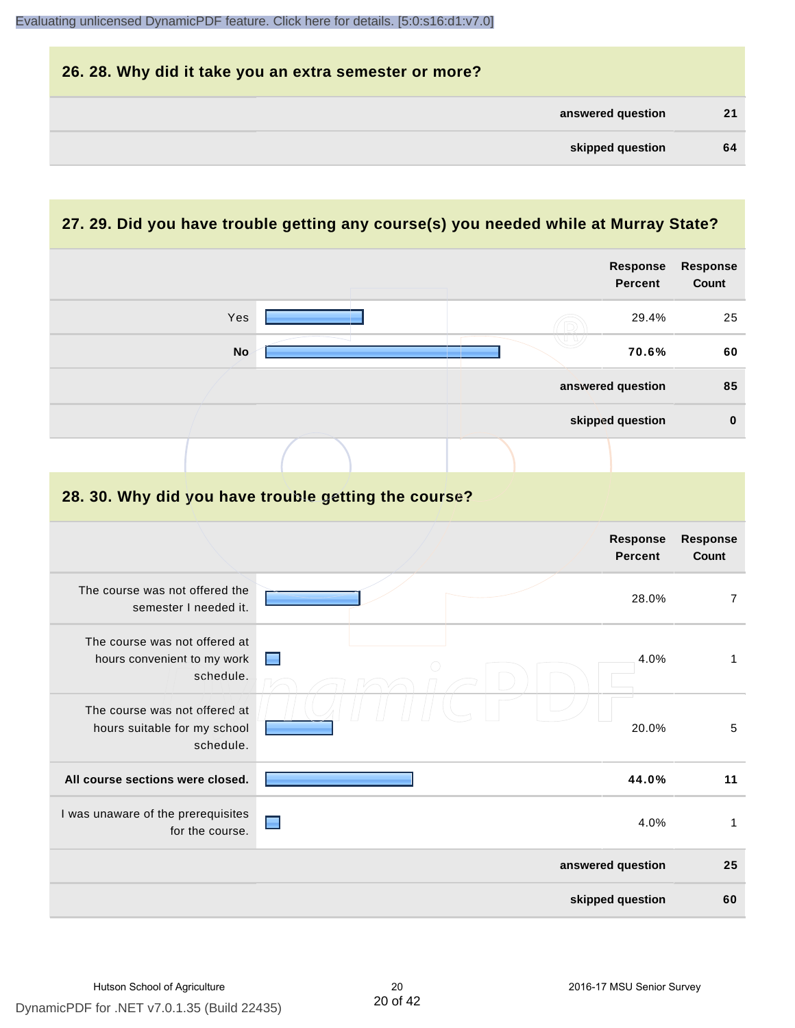## 26. 28. Why did it take you an extra semester or more?

| | |
|---|---|
| answered question | 21 |
| skipped question | 64 |

## 27. 29. Did you have trouble getting any course(s) you needed while at Murray State?

| | Response Percent | Response Count |
|---|---|---|
| Yes | 29.4% | 25 |
| **No** | **70.6%** | **60** |
| answered question | | 85 |
| skipped question | | 0 |

## 28. 30. Why did you have trouble getting the course?

| | Response Percent | Response Count |
|---|---|---|
| The course was not offered the semester I needed it. | 28.0% | 7 |
| The course was not offered at hours convenient to my work schedule. | 4.0% | 1 |
| The course was not offered at hours suitable for my school schedule. | 20.0% | 5 |
| **All course sections were closed.** | **44.0%** | **11** |
| I was unaware of the prerequisites for the course. | 4.0% | 1 |
| answered question | | 25 |
| skipped question | | 60 |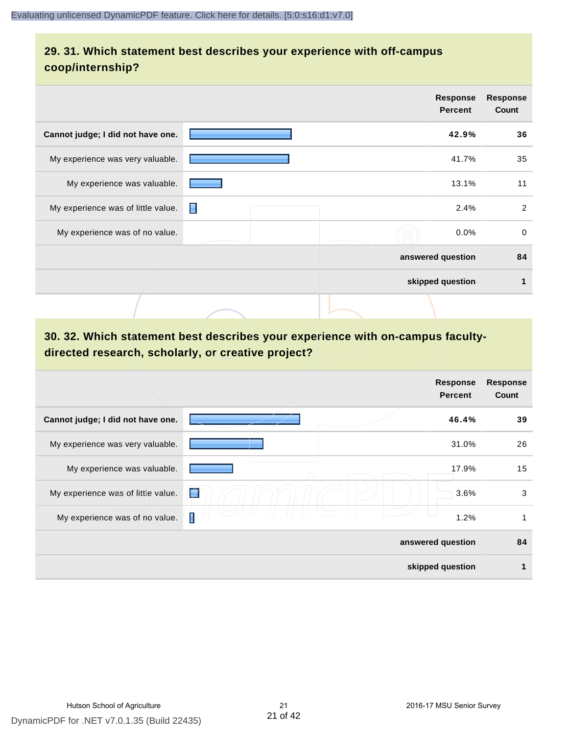## 29. 31. Which statement best describes your experience with off-campus coop/internship?

| | Response Percent | Response Count |
|---|---|---|
| **Cannot judge; I did not have one.** | **42.9%** | **36** |
| My experience was very valuable. | 41.7% | 35 |
| My experience was valuable. | 13.1% | 11 |
| My experience was of little value. | 2.4% | 2 |
| My experience was of no value. | 0.0% | 0 |
| | **answered question** | **84** |
| | **skipped question** | **1** |

## 30. 32. Which statement best describes your experience with on-campus faculty-directed research, scholarly, or creative project?

| | Response Percent | Response Count |
|---|---|---|
| **Cannot judge; I did not have one.** | **46.4%** | **39** |
| My experience was very valuable. | 31.0% | 26 |
| My experience was valuable. | 17.9% | 15 |
| My experience was of little value. | 3.6% | 3 |
| My experience was of no value. | 1.2% | 1 |
| | **answered question** | **84** |
| | **skipped question** | **1** |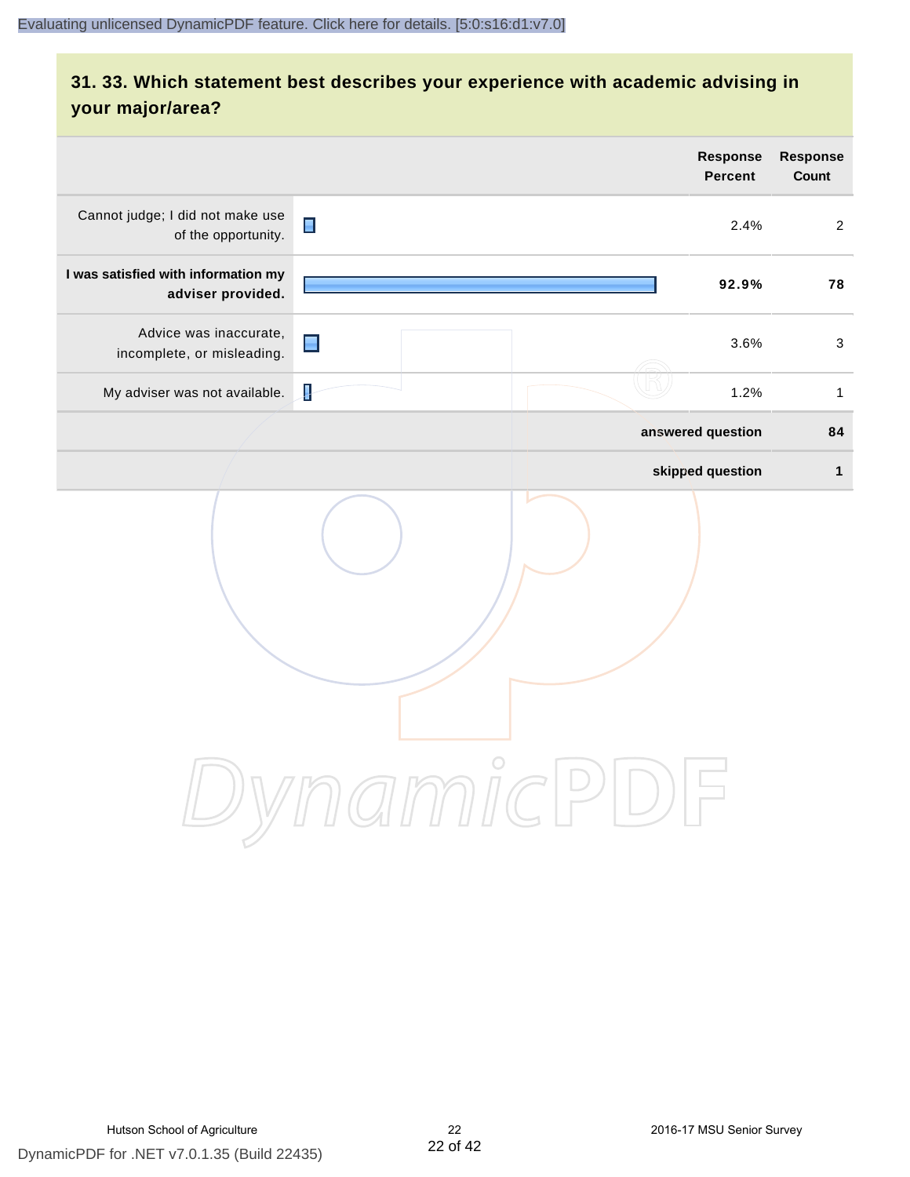## 31. 33. Which statement best describes your experience with academic advising in your major/area?

| | Response Percent | Response Count |
|---|---|---|
| Cannot judge; I did not make use of the opportunity. | 2.4% | 2 |
| **I was satisfied with information my adviser provided.** | **92.9%** | **78** |
| Advice was inaccurate, incomplete, or misleading. | 3.6% | 3 |
| My adviser was not available. | 1.2% | 1 |
| | **answered question** | **84** |
| | **skipped question** | **1** |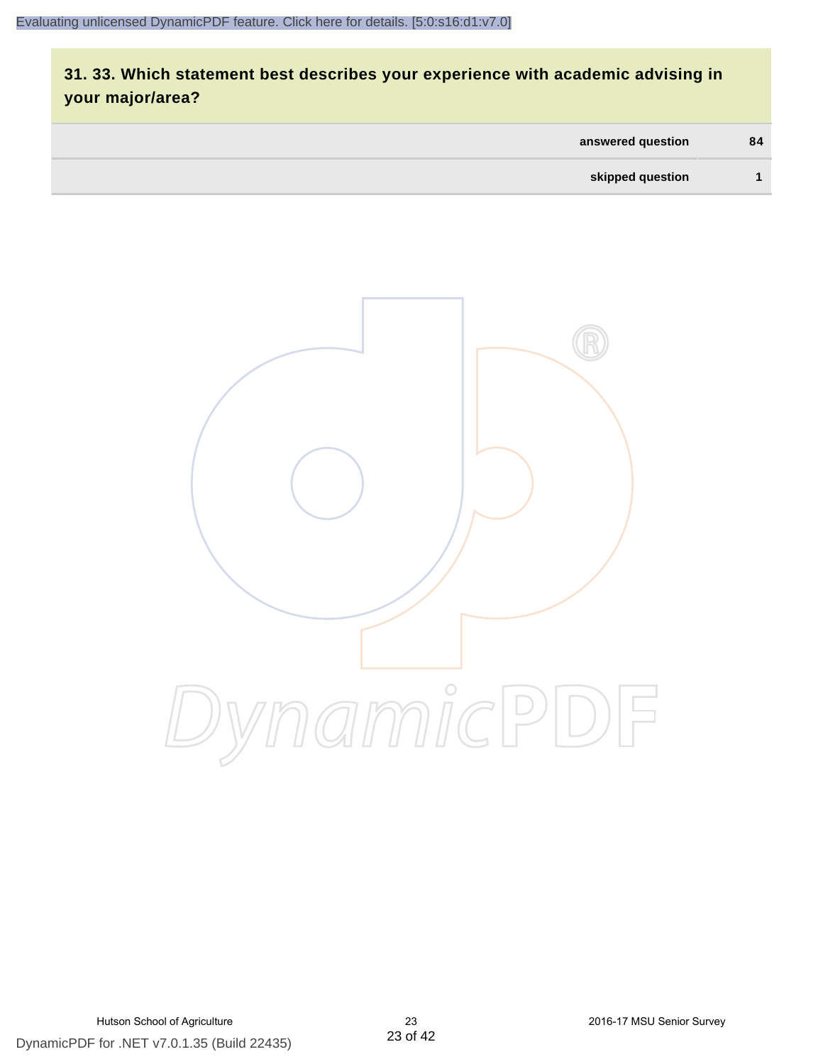### 31. 33. Which statement best describes your experience with academic advising in your major/area?

| | |
|---|---|
| answered question | 84 |
| skipped question | 1 |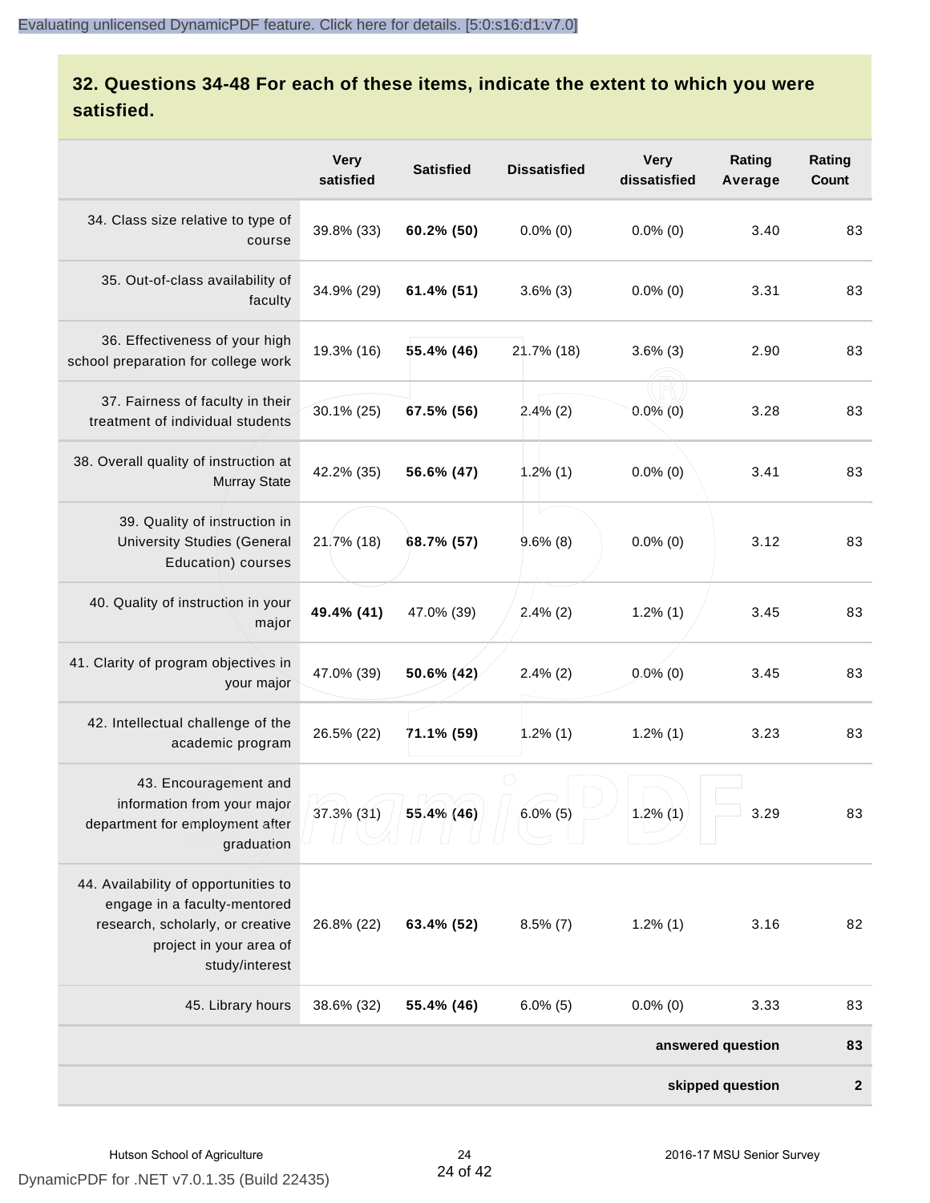## 32. Questions 34-48 For each of these items, indicate the extent to which you were satisfied.

| | Very satisfied | Satisfied | Dissatisfied | Very dissatisfied | Rating Average | Rating Count |
|---|---|---|---|---|---|---|
| 34. Class size relative to type of course | 39.8% (33) | **60.2% (50)** | 0.0% (0) | 0.0% (0) | 3.40 | 83 |
| 35. Out-of-class availability of faculty | 34.9% (29) | **61.4% (51)** | 3.6% (3) | 0.0% (0) | 3.31 | 83 |
| 36. Effectiveness of your high school preparation for college work | 19.3% (16) | **55.4% (46)** | 21.7% (18) | 3.6% (3) | 2.90 | 83 |
| 37. Fairness of faculty in their treatment of individual students | 30.1% (25) | **67.5% (56)** | 2.4% (2) | 0.0% (0) | 3.28 | 83 |
| 38. Overall quality of instruction at Murray State | 42.2% (35) | **56.6% (47)** | 1.2% (1) | 0.0% (0) | 3.41 | 83 |
| 39. Quality of instruction in University Studies (General Education) courses | 21.7% (18) | **68.7% (57)** | 9.6% (8) | 0.0% (0) | 3.12 | 83 |
| 40. Quality of instruction in your major | **49.4% (41)** | 47.0% (39) | 2.4% (2) | 1.2% (1) | 3.45 | 83 |
| 41. Clarity of program objectives in your major | 47.0% (39) | **50.6% (42)** | 2.4% (2) | 0.0% (0) | 3.45 | 83 |
| 42. Intellectual challenge of the academic program | 26.5% (22) | **71.1% (59)** | 1.2% (1) | 1.2% (1) | 3.23 | 83 |
| 43. Encouragement and information from your major department for employment after graduation | 37.3% (31) | **55.4% (46)** | 6.0% (5) | 1.2% (1) | 3.29 | 83 |
| 44. Availability of opportunities to engage in a faculty-mentored research, scholarly, or creative project in your area of study/interest | 26.8% (22) | **63.4% (52)** | 8.5% (7) | 1.2% (1) | 3.16 | 82 |
| 45. Library hours | 38.6% (32) | **55.4% (46)** | 6.0% (5) | 0.0% (0) | 3.33 | 83 |
| | | | | | **answered question** | **83** |
| | | | | | **skipped question** | **2** |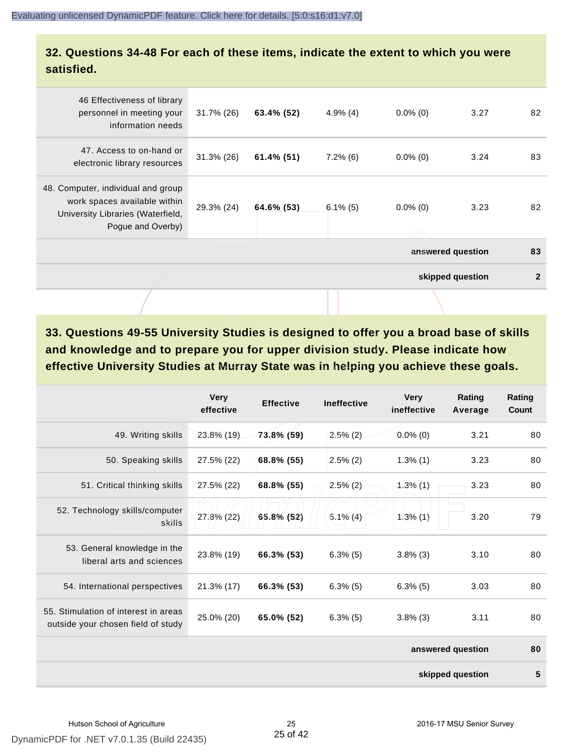## 32. Questions 34-48 For each of these items, indicate the extent to which you were satisfied.

| | | | | | | |
|---|---|---|---|---|---|---|
| 46 Effectiveness of library personnel in meeting your information needs | 31.7% (26) | **63.4% (52)** | 4.9% (4) | 0.0% (0) | 3.27 | 82 |
| 47. Access to on-hand or electronic library resources | 31.3% (26) | **61.4% (51)** | 7.2% (6) | 0.0% (0) | 3.24 | 83 |
| 48. Computer, individual and group work spaces available within University Libraries (Waterfield, Pogue and Overby) | 29.3% (24) | **64.6% (53)** | 6.1% (5) | 0.0% (0) | 3.23 | 82 |
| | | | | | **answered question** | **83** |
| | | | | | **skipped question** | **2** |

## 33. Questions 49-55 University Studies is designed to offer you a broad base of skills and knowledge and to prepare you for upper division study. Please indicate how effective University Studies at Murray State was in helping you achieve these goals.

| | Very effective | Effective | Ineffective | Very ineffective | Rating Average | Rating Count |
|---|---|---|---|---|---|---|
| 49. Writing skills | 23.8% (19) | **73.8% (59)** | 2.5% (2) | 0.0% (0) | 3.21 | 80 |
| 50. Speaking skills | 27.5% (22) | **68.8% (55)** | 2.5% (2) | 1.3% (1) | 3.23 | 80 |
| 51. Critical thinking skills | 27.5% (22) | **68.8% (55)** | 2.5% (2) | 1.3% (1) | 3.23 | 80 |
| 52. Technology skills/computer skills | 27.8% (22) | **65.8% (52)** | 5.1% (4) | 1.3% (1) | 3.20 | 79 |
| 53. General knowledge in the liberal arts and sciences | 23.8% (19) | **66.3% (53)** | 6.3% (5) | 3.8% (3) | 3.10 | 80 |
| 54. International perspectives | 21.3% (17) | **66.3% (53)** | 6.3% (5) | 6.3% (5) | 3.03 | 80 |
| 55. Stimulation of interest in areas outside your chosen field of study | 25.0% (20) | **65.0% (52)** | 6.3% (5) | 3.8% (3) | 3.11 | 80 |
| | | | | | **answered question** | **80** |
| | | | | | **skipped question** | **5** |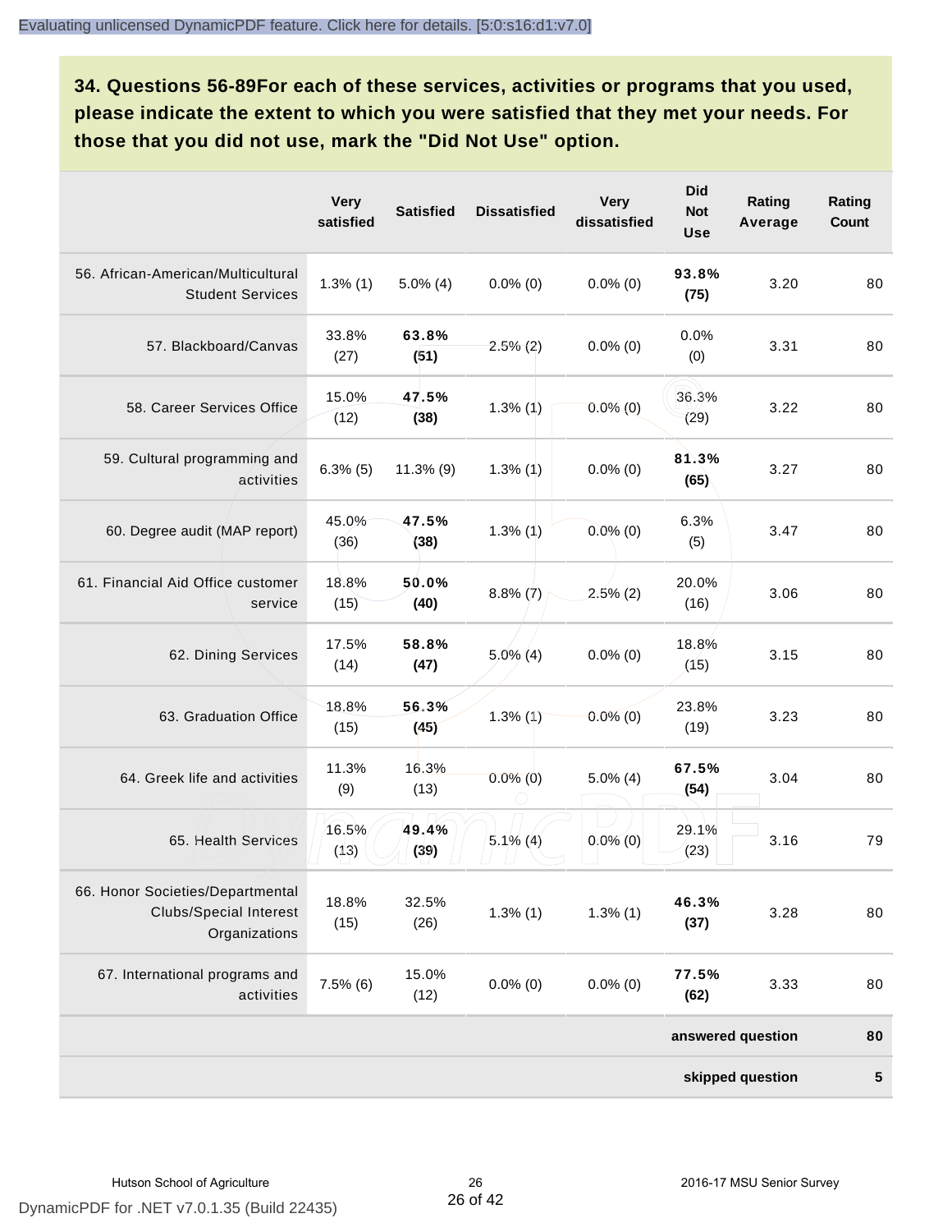### 34. Questions 56-89For each of these services, activities or programs that you used, please indicate the extent to which you were satisfied that they met your needs. For those that you did not use, mark the "Did Not Use" option.

| | Very satisfied | Satisfied | Dissatisfied | Very dissatisfied | Did Not Use | Rating Average | Rating Count |
|---|---|---|---|---|---|---|---|
| 56. African-American/Multicultural Student Services | 1.3% (1) | 5.0% (4) | 0.0% (0) | 0.0% (0) | **93.8% (75)** | 3.20 | 80 |
| 57. Blackboard/Canvas | 33.8% (27) | **63.8% (51)** | 2.5% (2) | 0.0% (0) | 0.0% (0) | 3.31 | 80 |
| 58. Career Services Office | 15.0% (12) | **47.5% (38)** | 1.3% (1) | 0.0% (0) | 36.3% (29) | 3.22 | 80 |
| 59. Cultural programming and activities | 6.3% (5) | 11.3% (9) | 1.3% (1) | 0.0% (0) | **81.3% (65)** | 3.27 | 80 |
| 60. Degree audit (MAP report) | 45.0% (36) | **47.5% (38)** | 1.3% (1) | 0.0% (0) | 6.3% (5) | 3.47 | 80 |
| 61. Financial Aid Office customer service | 18.8% (15) | **50.0% (40)** | 8.8% (7) | 2.5% (2) | 20.0% (16) | 3.06 | 80 |
| 62. Dining Services | 17.5% (14) | **58.8% (47)** | 5.0% (4) | 0.0% (0) | 18.8% (15) | 3.15 | 80 |
| 63. Graduation Office | 18.8% (15) | **56.3% (45)** | 1.3% (1) | 0.0% (0) | 23.8% (19) | 3.23 | 80 |
| 64. Greek life and activities | 11.3% (9) | 16.3% (13) | 0.0% (0) | 5.0% (4) | **67.5% (54)** | 3.04 | 80 |
| 65. Health Services | 16.5% (13) | **49.4% (39)** | 5.1% (4) | 0.0% (0) | 29.1% (23) | 3.16 | 79 |
| 66. Honor Societies/Departmental Clubs/Special Interest Organizations | 18.8% (15) | 32.5% (26) | 1.3% (1) | 1.3% (1) | **46.3% (37)** | 3.28 | 80 |
| 67. International programs and activities | 7.5% (6) | 15.0% (12) | 0.0% (0) | 0.0% (0) | **77.5% (62)** | 3.33 | 80 |
| | | | | | | **answered question** | **80** |
| | | | | | | **skipped question** | **5** |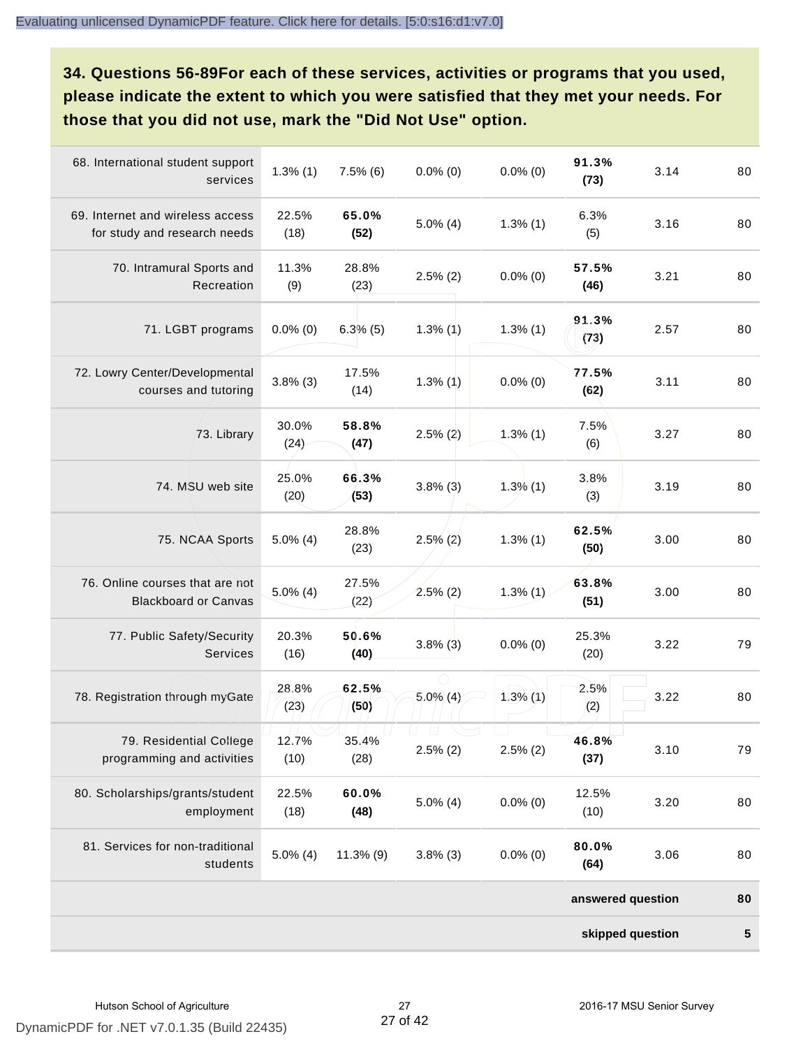## 34. Questions 56-89For each of these services, activities or programs that you used, please indicate the extent to which you were satisfied that they met your needs. For those that you did not use, mark the "Did Not Use" option.

| | | | | | | | |
|---|---|---|---|---|---|---|---|
| 68. International student support services | 1.3% (1) | 7.5% (6) | 0.0% (0) | 0.0% (0) | **91.3% (73)** | 3.14 | 80 |
| 69. Internet and wireless access for study and research needs | 22.5% (18) | **65.0% (52)** | 5.0% (4) | 1.3% (1) | 6.3% (5) | 3.16 | 80 |
| 70. Intramural Sports and Recreation | 11.3% (9) | 28.8% (23) | 2.5% (2) | 0.0% (0) | **57.5% (46)** | 3.21 | 80 |
| 71. LGBT programs | 0.0% (0) | 6.3% (5) | 1.3% (1) | 1.3% (1) | **91.3% (73)** | 2.57 | 80 |
| 72. Lowry Center/Developmental courses and tutoring | 3.8% (3) | 17.5% (14) | 1.3% (1) | 0.0% (0) | **77.5% (62)** | 3.11 | 80 |
| 73. Library | 30.0% (24) | **58.8% (47)** | 2.5% (2) | 1.3% (1) | 7.5% (6) | 3.27 | 80 |
| 74. MSU web site | 25.0% (20) | **66.3% (53)** | 3.8% (3) | 1.3% (1) | 3.8% (3) | 3.19 | 80 |
| 75. NCAA Sports | 5.0% (4) | 28.8% (23) | 2.5% (2) | 1.3% (1) | **62.5% (50)** | 3.00 | 80 |
| 76. Online courses that are not Blackboard or Canvas | 5.0% (4) | 27.5% (22) | 2.5% (2) | 1.3% (1) | **63.8% (51)** | 3.00 | 80 |
| 77. Public Safety/Security Services | 20.3% (16) | **50.6% (40)** | 3.8% (3) | 0.0% (0) | 25.3% (20) | 3.22 | 79 |
| 78. Registration through myGate | 28.8% (23) | **62.5% (50)** | 5.0% (4) | 1.3% (1) | 2.5% (2) | 3.22 | 80 |
| 79. Residential College programming and activities | 12.7% (10) | 35.4% (28) | 2.5% (2) | 2.5% (2) | **46.8% (37)** | 3.10 | 79 |
| 80. Scholarships/grants/student employment | 22.5% (18) | **60.0% (48)** | 5.0% (4) | 0.0% (0) | 12.5% (10) | 3.20 | 80 |
| 81. Services for non-traditional students | 5.0% (4) | 11.3% (9) | 3.8% (3) | 0.0% (0) | **80.0% (64)** | 3.06 | 80 |
| | | | | | | **answered question** | **80** |
| | | | | | | **skipped question** | **5** |

Hutson School of Agriculture — 2016-17 MSU Senior Survey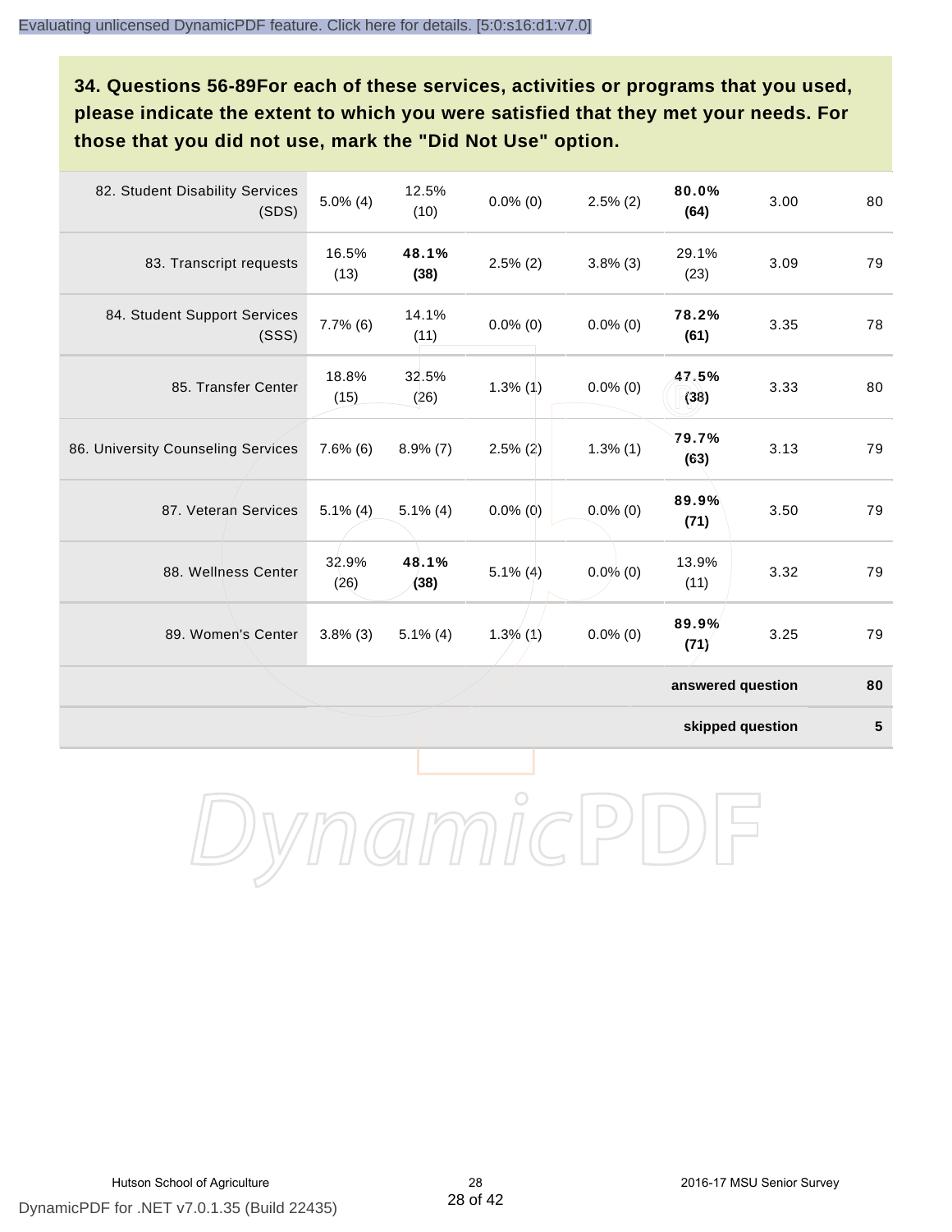### 34. Questions 56-89For each of these services, activities or programs that you used, please indicate the extent to which you were satisfied that they met your needs. For those that you did not use, mark the "Did Not Use" option.

| | | | | | | | |
|---|---|---|---|---|---|---|---|
| 82. Student Disability Services (SDS) | 5.0% (4) | 12.5% (10) | 0.0% (0) | 2.5% (2) | **80.0% (64)** | 3.00 | 80 |
| 83. Transcript requests | 16.5% (13) | **48.1% (38)** | 2.5% (2) | 3.8% (3) | 29.1% (23) | 3.09 | 79 |
| 84. Student Support Services (SSS) | 7.7% (6) | 14.1% (11) | 0.0% (0) | 0.0% (0) | **78.2% (61)** | 3.35 | 78 |
| 85. Transfer Center | 18.8% (15) | 32.5% (26) | 1.3% (1) | 0.0% (0) | **47.5% (38)** | 3.33 | 80 |
| 86. University Counseling Services | 7.6% (6) | 8.9% (7) | 2.5% (2) | 1.3% (1) | **79.7% (63)** | 3.13 | 79 |
| 87. Veteran Services | 5.1% (4) | 5.1% (4) | 0.0% (0) | 0.0% (0) | **89.9% (71)** | 3.50 | 79 |
| 88. Wellness Center | 32.9% (26) | **48.1% (38)** | 5.1% (4) | 0.0% (0) | 13.9% (11) | 3.32 | 79 |
| 89. Women's Center | 3.8% (3) | 5.1% (4) | 1.3% (1) | 0.0% (0) | **89.9% (71)** | 3.25 | 79 |
| | | | | | | **answered question** | **80** |
| | | | | | | **skipped question** | **5** |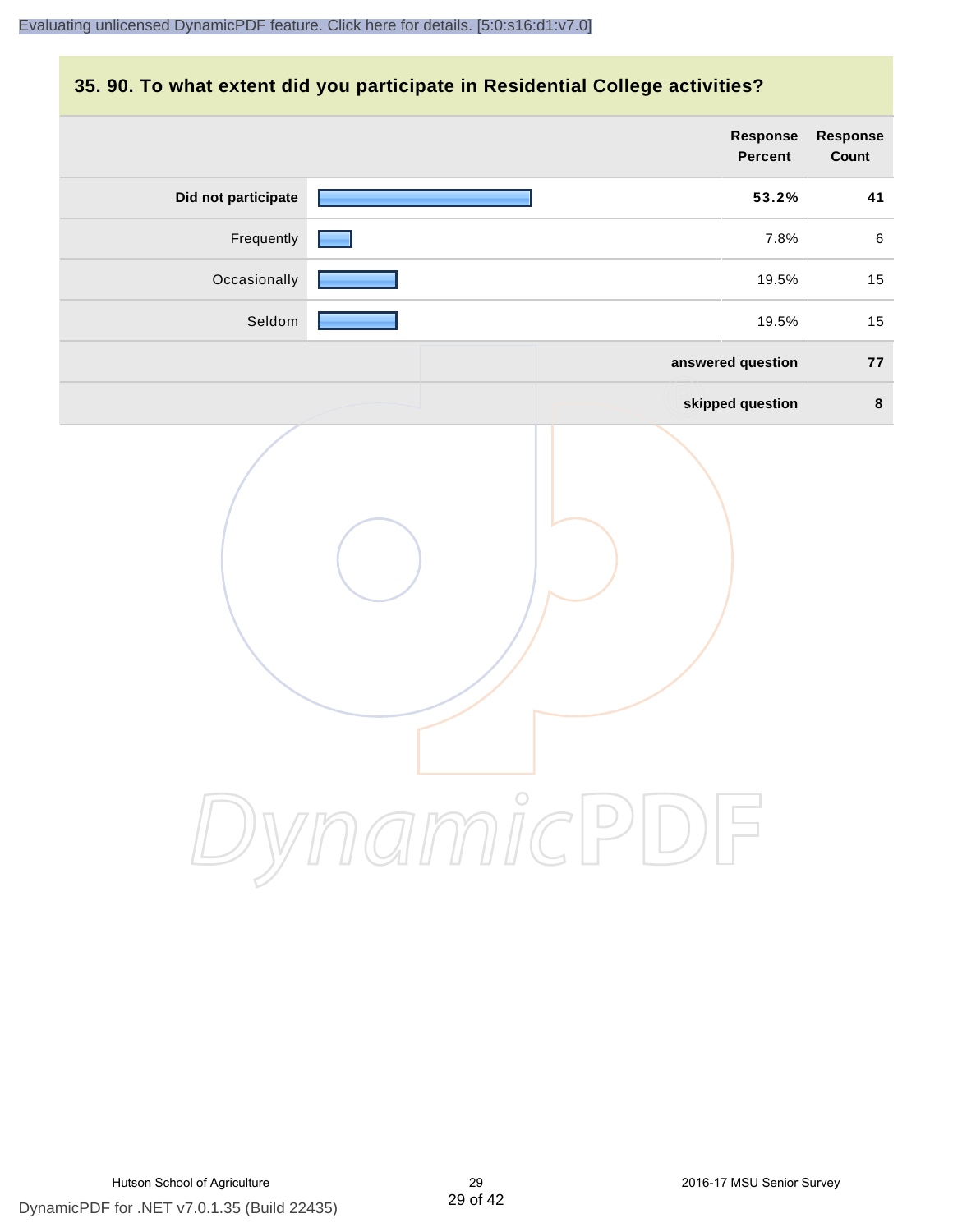## 35. 90. To what extent did you participate in Residential College activities?

| | Response Percent | Response Count |
|---|---|---|
| **Did not participate** | **53.2%** | **41** |
| Frequently | 7.8% | 6 |
| Occasionally | 19.5% | 15 |
| Seldom | 19.5% | 15 |
| **answered question** | | **77** |
| **skipped question** | | **8** |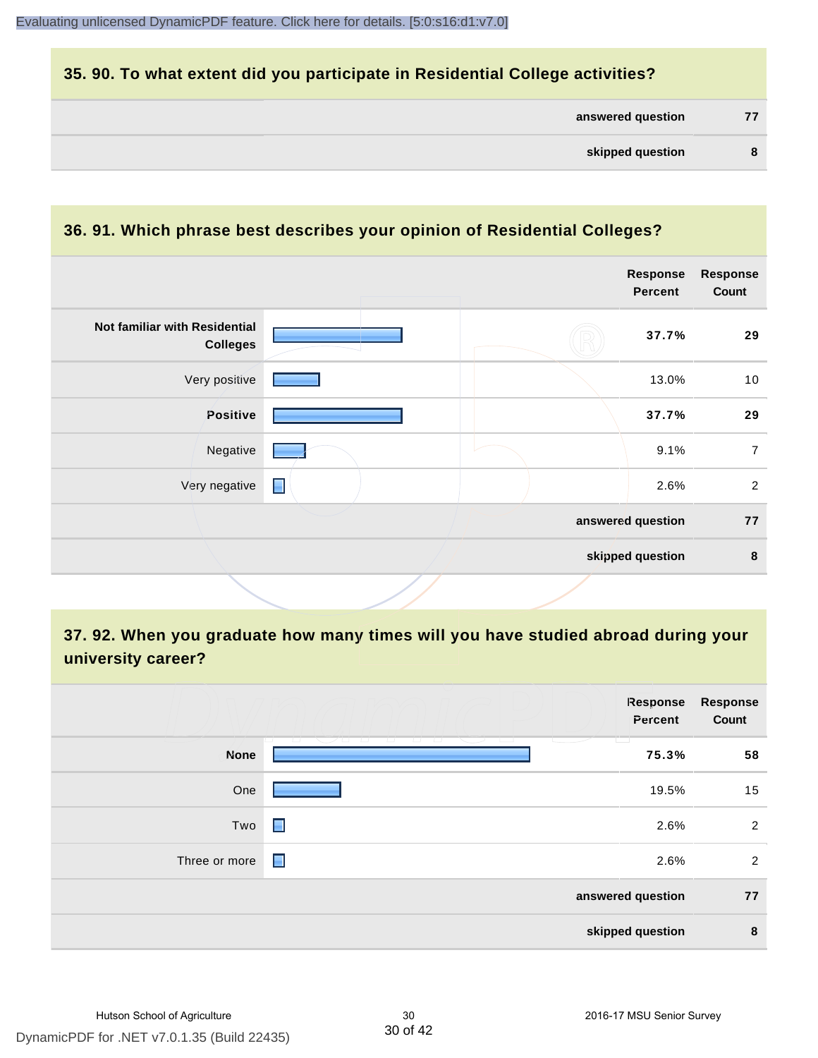Evaluating unlicensed DynamicPDF feature. Click here for details. [5:0:s16:d1:v7.0]

## 35. 90. To what extent did you participate in Residential College activities?

| | |
|---|---|
| **answered question** | **77** |
| **skipped question** | **8** |

## 36. 91. Which phrase best describes your opinion of Residential Colleges?

| | Response Percent | Response Count |
|---|---|---|
| **Not familiar with Residential Colleges** | **37.7%** | **29** |
| Very positive | 13.0% | 10 |
| **Positive** | **37.7%** | **29** |
| Negative | 9.1% | 7 |
| Very negative | 2.6% | 2 |
| **answered question** | | **77** |
| **skipped question** | | **8** |

## 37. 92. When you graduate how many times will you have studied abroad during your university career?

| | Response Percent | Response Count |
|---|---|---|
| **None** | **75.3%** | **58** |
| One | 19.5% | 15 |
| Two | 2.6% | 2 |
| Three or more | 2.6% | 2 |
| **answered question** | | **77** |
| **skipped question** | | **8** |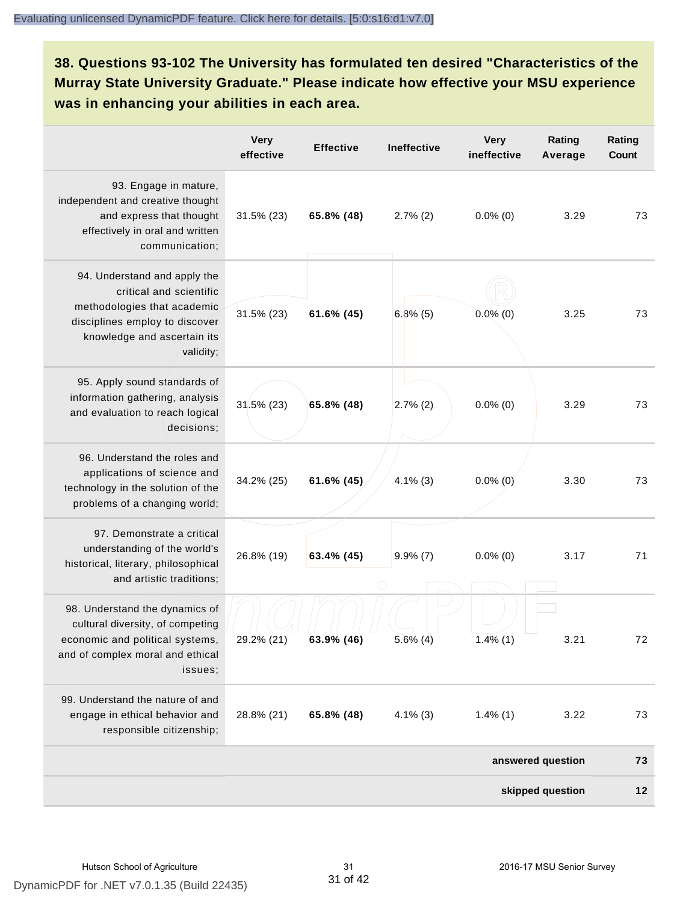### 38. Questions 93-102 The University has formulated ten desired "Characteristics of the Murray State University Graduate." Please indicate how effective your MSU experience was in enhancing your abilities in each area.

| | Very effective | Effective | Ineffective | Very ineffective | Rating Average | Rating Count |
|---|---|---|---|---|---|---|
| 93. Engage in mature, independent and creative thought and express that thought effectively in oral and written communication; | 31.5% (23) | **65.8% (48)** | 2.7% (2) | 0.0% (0) | 3.29 | 73 |
| 94. Understand and apply the critical and scientific methodologies that academic disciplines employ to discover knowledge and ascertain its validity; | 31.5% (23) | **61.6% (45)** | 6.8% (5) | 0.0% (0) | 3.25 | 73 |
| 95. Apply sound standards of information gathering, analysis and evaluation to reach logical decisions; | 31.5% (23) | **65.8% (48)** | 2.7% (2) | 0.0% (0) | 3.29 | 73 |
| 96. Understand the roles and applications of science and technology in the solution of the problems of a changing world; | 34.2% (25) | **61.6% (45)** | 4.1% (3) | 0.0% (0) | 3.30 | 73 |
| 97. Demonstrate a critical understanding of the world's historical, literary, philosophical and artistic traditions; | 26.8% (19) | **63.4% (45)** | 9.9% (7) | 0.0% (0) | 3.17 | 71 |
| 98. Understand the dynamics of cultural diversity, of competing economic and political systems, and of complex moral and ethical issues; | 29.2% (21) | **63.9% (46)** | 5.6% (4) | 1.4% (1) | 3.21 | 72 |
| 99. Understand the nature of and engage in ethical behavior and responsible citizenship; | 28.8% (21) | **65.8% (48)** | 4.1% (3) | 1.4% (1) | 3.22 | 73 |
| | | | | | **answered question** | **73** |
| | | | | | **skipped question** | **12** |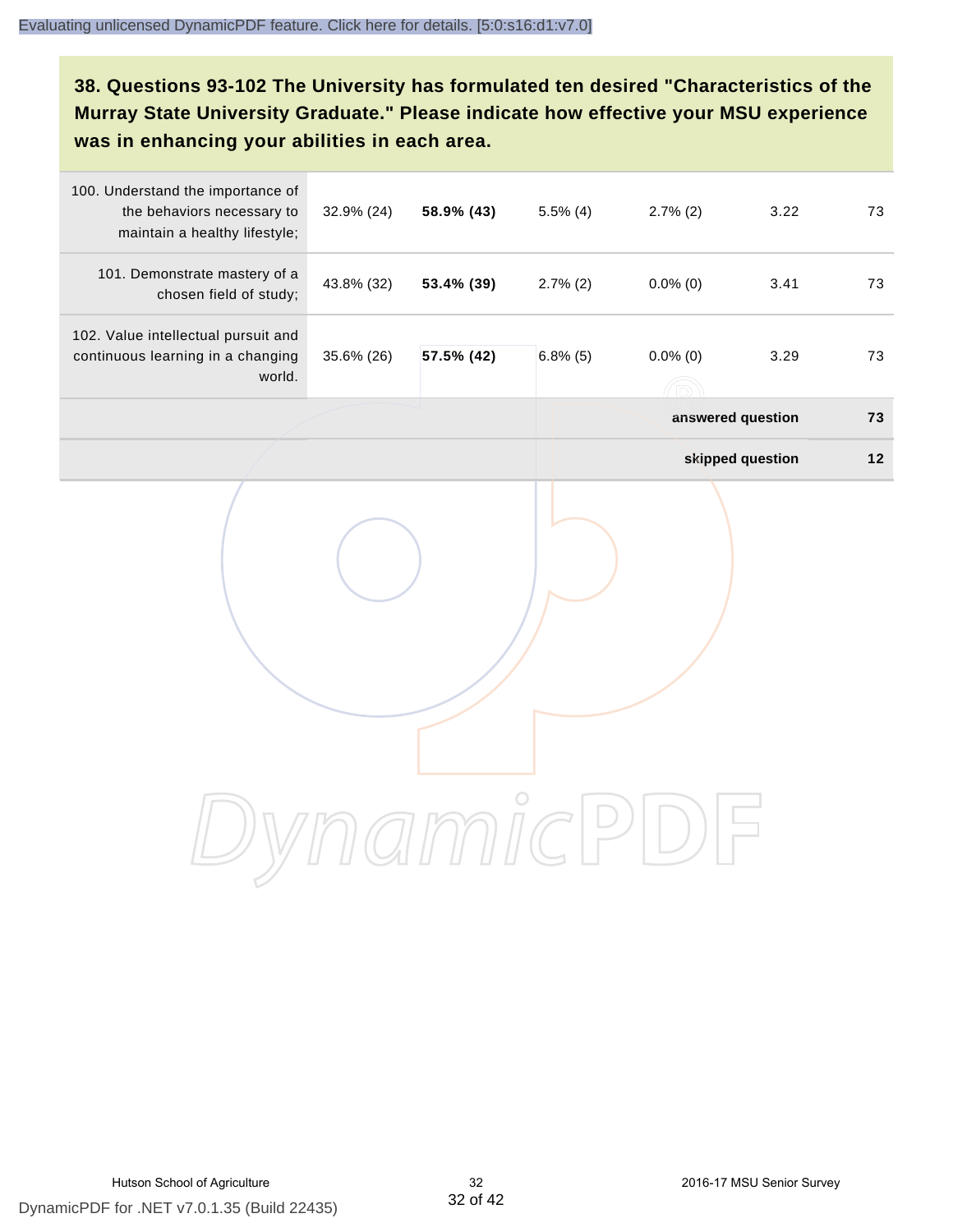### 38. Questions 93-102 The University has formulated ten desired "Characteristics of the Murray State University Graduate." Please indicate how effective your MSU experience was in enhancing your abilities in each area.

| | | | | | | |
|---|---|---|---|---|---|---|
| 100. Understand the importance of the behaviors necessary to maintain a healthy lifestyle; | 32.9% (24) | **58.9% (43)** | 5.5% (4) | 2.7% (2) | 3.22 | 73 |
| 101. Demonstrate mastery of a chosen field of study; | 43.8% (32) | **53.4% (39)** | 2.7% (2) | 0.0% (0) | 3.41 | 73 |
| 102. Value intellectual pursuit and continuous learning in a changing world. | 35.6% (26) | **57.5% (42)** | 6.8% (5) | 0.0% (0) | 3.29 | 73 |
| | | | | | **answered question** | **73** |
| | | | | | **skipped question** | **12** |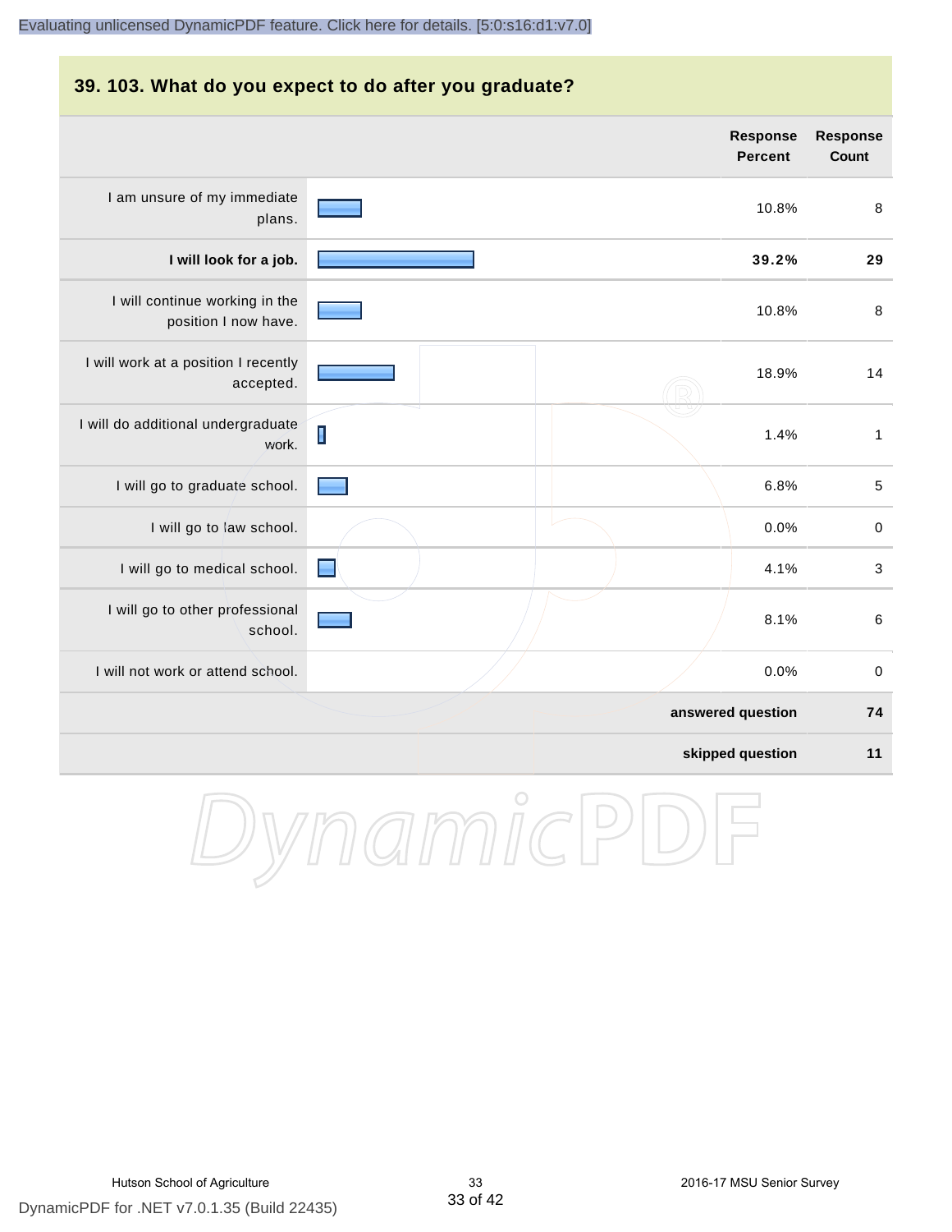## 39. 103. What do you expect to do after you graduate?

| | Response Percent | Response Count |
|---|---|---|
| I am unsure of my immediate plans. | 10.8% | 8 |
| **I will look for a job.** | **39.2%** | **29** |
| I will continue working in the position I now have. | 10.8% | 8 |
| I will work at a position I recently accepted. | 18.9% | 14 |
| I will do additional undergraduate work. | 1.4% | 1 |
| I will go to graduate school. | 6.8% | 5 |
| I will go to law school. | 0.0% | 0 |
| I will go to medical school. | 4.1% | 3 |
| I will go to other professional school. | 8.1% | 6 |
| I will not work or attend school. | 0.0% | 0 |
| | **answered question** | **74** |
| | **skipped question** | **11** |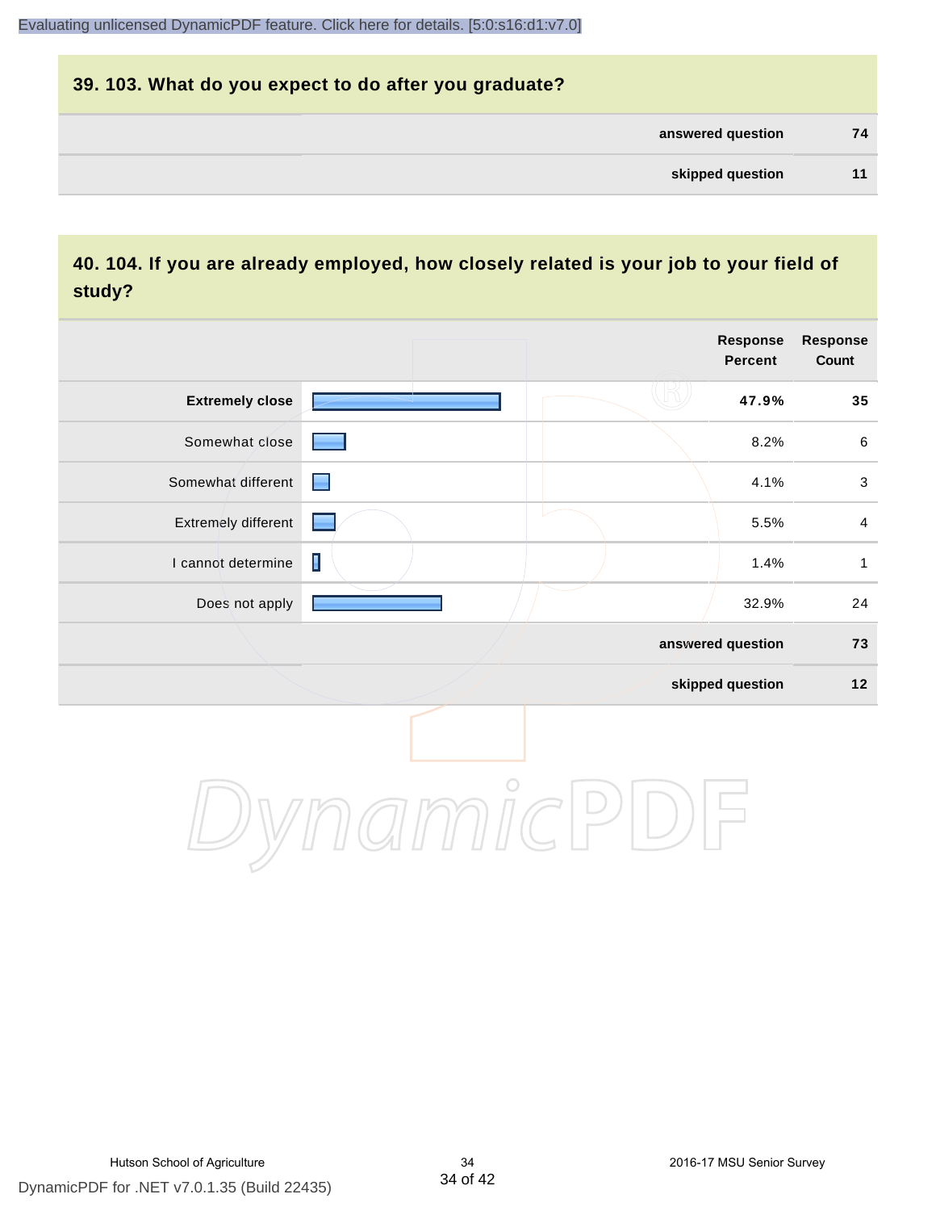## 39. 103. What do you expect to do after you graduate?

| | |
|---|---|
| **answered question** | **74** |
| **skipped question** | **11** |

## 40. 104. If you are already employed, how closely related is your job to your field of study?

| | Response Percent | Response Count |
|---|---|---|
| **Extremely close** | **47.9%** | **35** |
| Somewhat close | 8.2% | 6 |
| Somewhat different | 4.1% | 3 |
| Extremely different | 5.5% | 4 |
| I cannot determine | 1.4% | 1 |
| Does not apply | 32.9% | 24 |
| **answered question** | | **73** |
| **skipped question** | | **12** |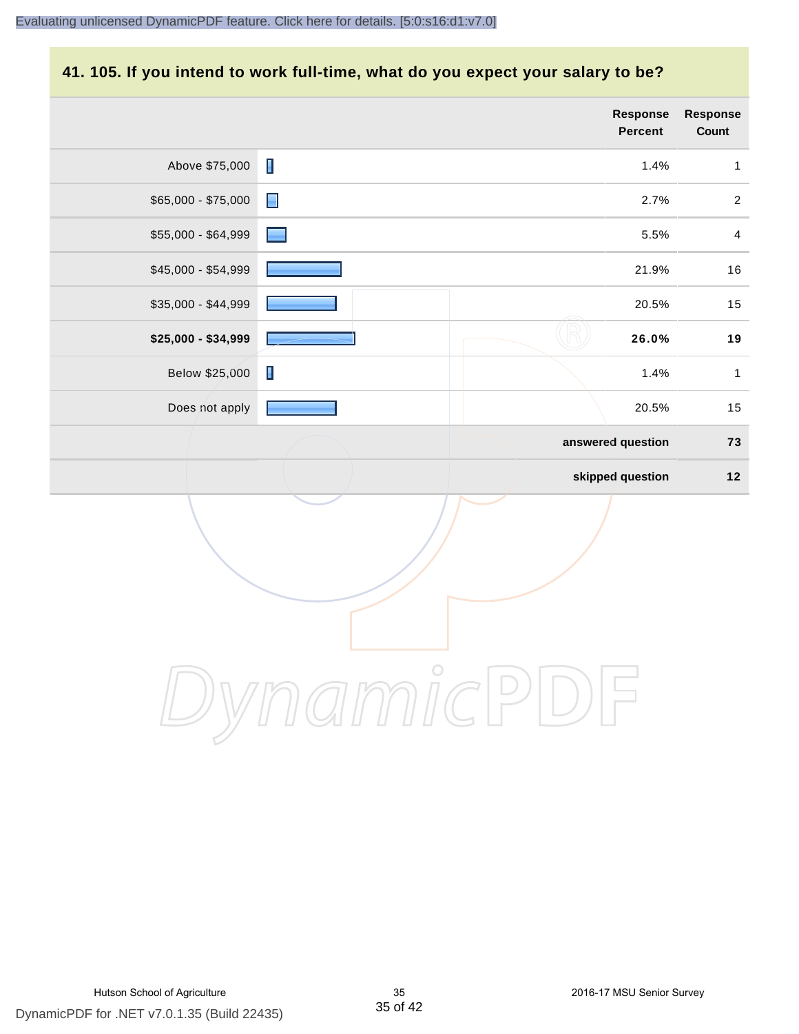## 41. 105. If you intend to work full-time, what do you expect your salary to be?

| | Response Percent | Response Count |
|---|---|---|
| Above $75,000 | 1.4% | 1 |
| $65,000 - $75,000 | 2.7% | 2 |
| $55,000 - $64,999 | 5.5% | 4 |
| $45,000 - $54,999 | 21.9% | 16 |
| $35,000 - $44,999 | 20.5% | 15 |
| **$25,000 - $34,999** | **26.0%** | **19** |
| Below $25,000 | 1.4% | 1 |
| Does not apply | 20.5% | 15 |
| | **answered question** | **73** |
| | **skipped question** | **12** |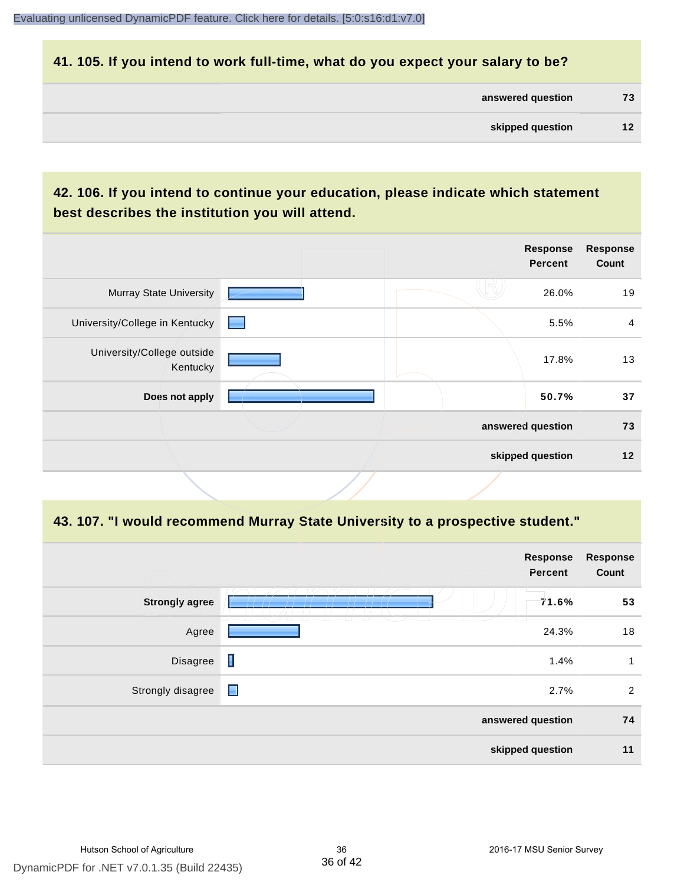## 41. 105. If you intend to work full-time, what do you expect your salary to be?

| | |
|---|---|
| answered question | 73 |
| skipped question | 12 |

## 42. 106. If you intend to continue your education, please indicate which statement best describes the institution you will attend.

| | Response Percent | Response Count |
|---|---|---|
| Murray State University | 26.0% | 19 |
| University/College in Kentucky | 5.5% | 4 |
| University/College outside Kentucky | 17.8% | 13 |
| **Does not apply** | **50.7%** | **37** |
| answered question | | 73 |
| skipped question | | 12 |

## 43. 107. "I would recommend Murray State University to a prospective student."

| | Response Percent | Response Count |
|---|---|---|
| **Strongly agree** | **71.6%** | **53** |
| Agree | 24.3% | 18 |
| Disagree | 1.4% | 1 |
| Strongly disagree | 2.7% | 2 |
| answered question | | 74 |
| skipped question | | 11 |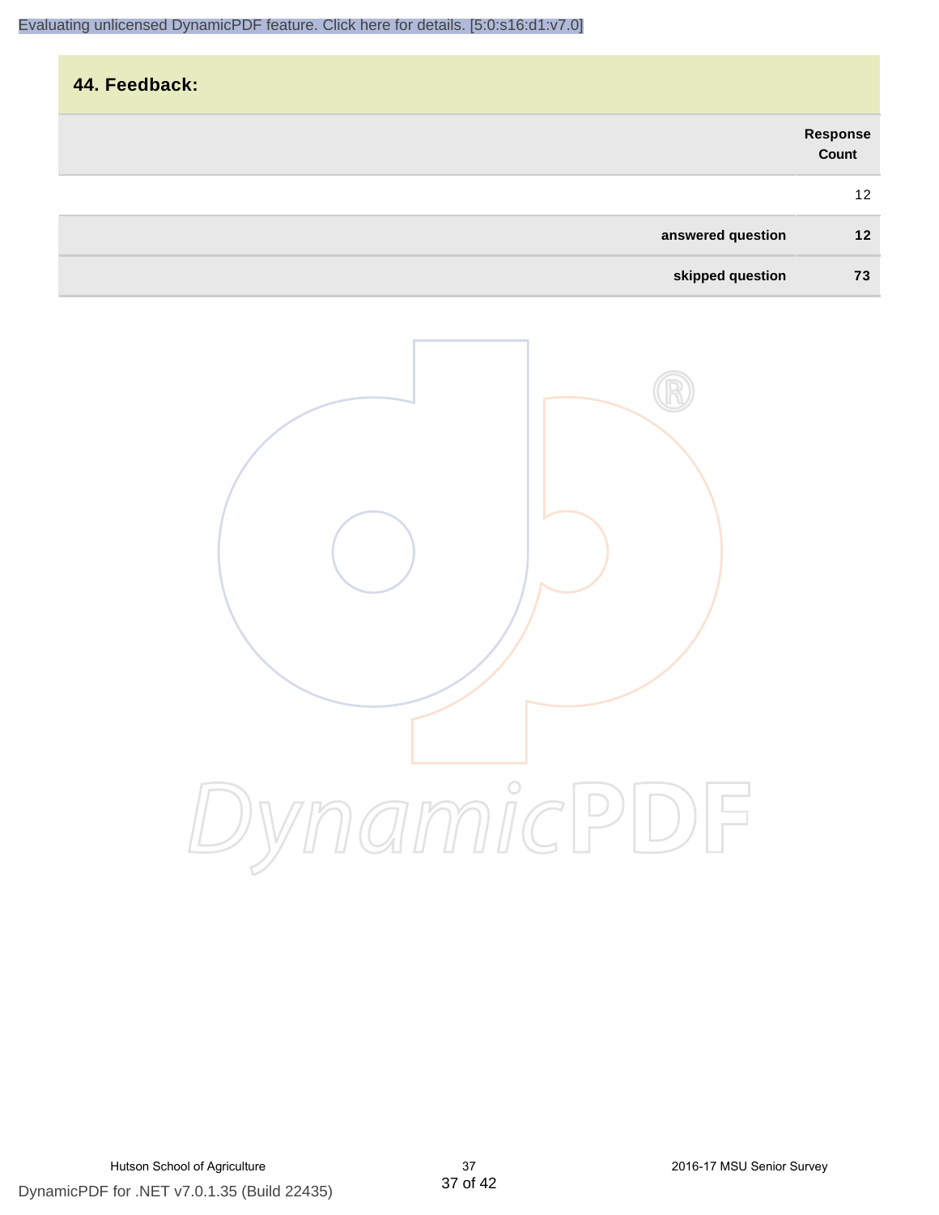Evaluating unlicensed DynamicPDF feature. Click here for details. [5:0:s16:d1:v7.0]

## 44. Feedback:

| | Response Count |
|---|---|
| | 12 |
| **answered question** | **12** |
| **skipped question** | **73** |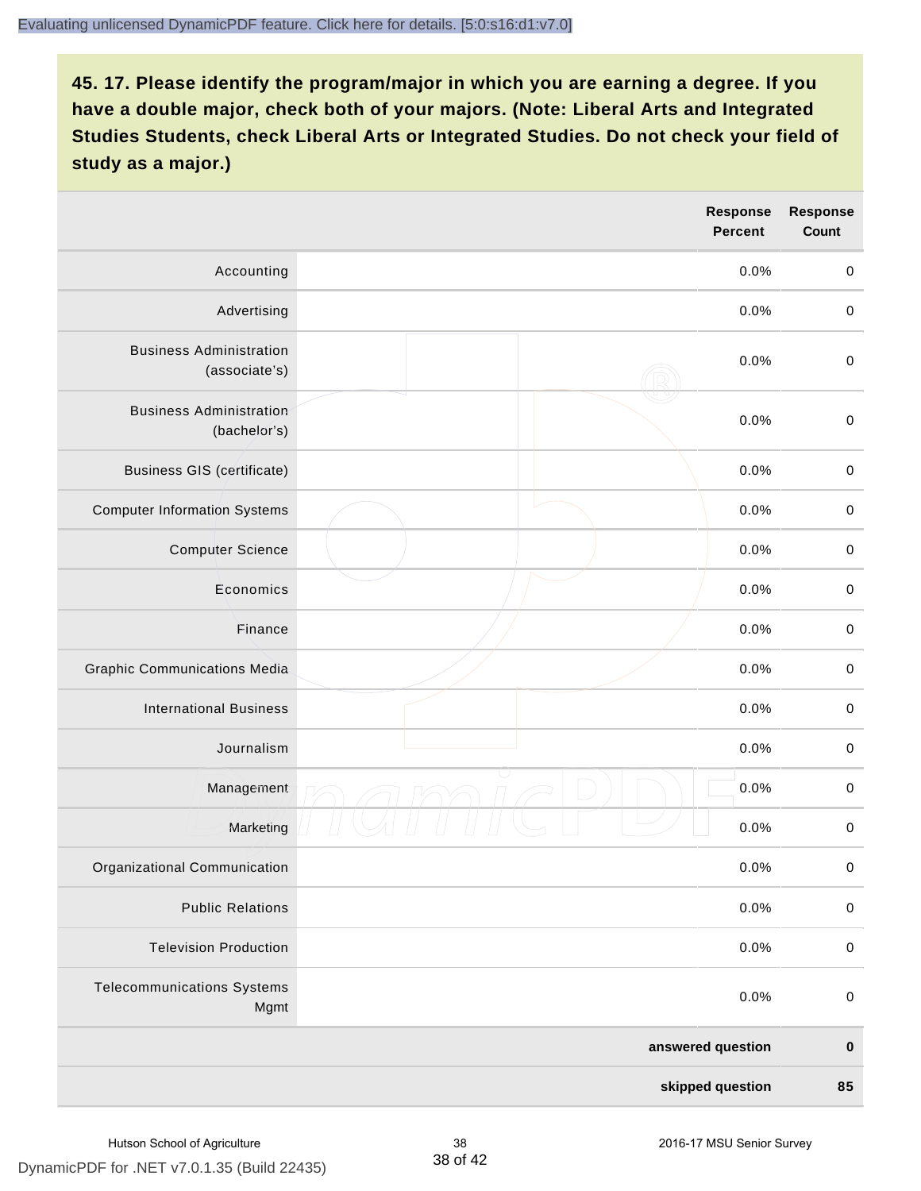**45. 17. Please identify the program/major in which you are earning a degree. If you have a double major, check both of your majors. (Note: Liberal Arts and Integrated Studies Students, check Liberal Arts or Integrated Studies. Do not check your field of study as a major.)**

| | | Response Percent | Response Count |
|---|---|---|---|
| Accounting | | 0.0% | 0 |
| Advertising | | 0.0% | 0 |
| Business Administration (associate's) | | 0.0% | 0 |
| Business Administration (bachelor's) | | 0.0% | 0 |
| Business GIS (certificate) | | 0.0% | 0 |
| Computer Information Systems | | 0.0% | 0 |
| Computer Science | | 0.0% | 0 |
| Economics | | 0.0% | 0 |
| Finance | | 0.0% | 0 |
| Graphic Communications Media | | 0.0% | 0 |
| International Business | | 0.0% | 0 |
| Journalism | | 0.0% | 0 |
| Management | | 0.0% | 0 |
| Marketing | | 0.0% | 0 |
| Organizational Communication | | 0.0% | 0 |
| Public Relations | | 0.0% | 0 |
| Television Production | | 0.0% | 0 |
| Telecommunications Systems Mgmt | | 0.0% | 0 |
| | | **answered question** | **0** |
| | | **skipped question** | **85** |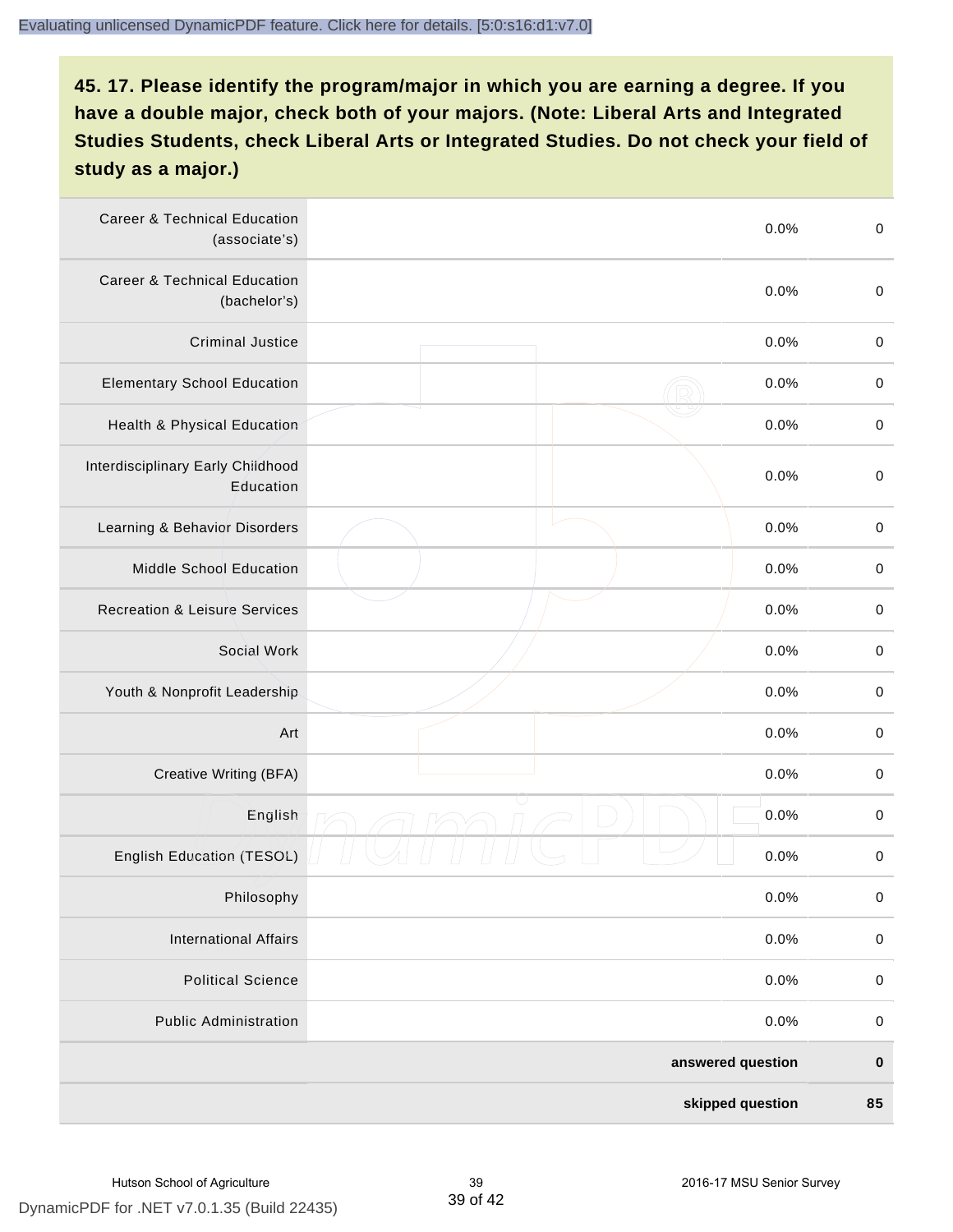**45. 17. Please identify the program/major in which you are earning a degree. If you have a double major, check both of your majors. (Note: Liberal Arts and Integrated Studies Students, check Liberal Arts or Integrated Studies. Do not check your field of study as a major.)**

| | | | |
|---|---|---|---|
| Career & Technical Education (associate's) | | 0.0% | 0 |
| Career & Technical Education (bachelor's) | | 0.0% | 0 |
| Criminal Justice | | 0.0% | 0 |
| Elementary School Education | | 0.0% | 0 |
| Health & Physical Education | | 0.0% | 0 |
| Interdisciplinary Early Childhood Education | | 0.0% | 0 |
| Learning & Behavior Disorders | | 0.0% | 0 |
| Middle School Education | | 0.0% | 0 |
| Recreation & Leisure Services | | 0.0% | 0 |
| Social Work | | 0.0% | 0 |
| Youth & Nonprofit Leadership | | 0.0% | 0 |
| Art | | 0.0% | 0 |
| Creative Writing (BFA) | | 0.0% | 0 |
| English | | 0.0% | 0 |
| English Education (TESOL) | | 0.0% | 0 |
| Philosophy | | 0.0% | 0 |
| International Affairs | | 0.0% | 0 |
| Political Science | | 0.0% | 0 |
| Public Administration | | 0.0% | 0 |
| | | **answered question** | **0** |
| | | **skipped question** | **85** |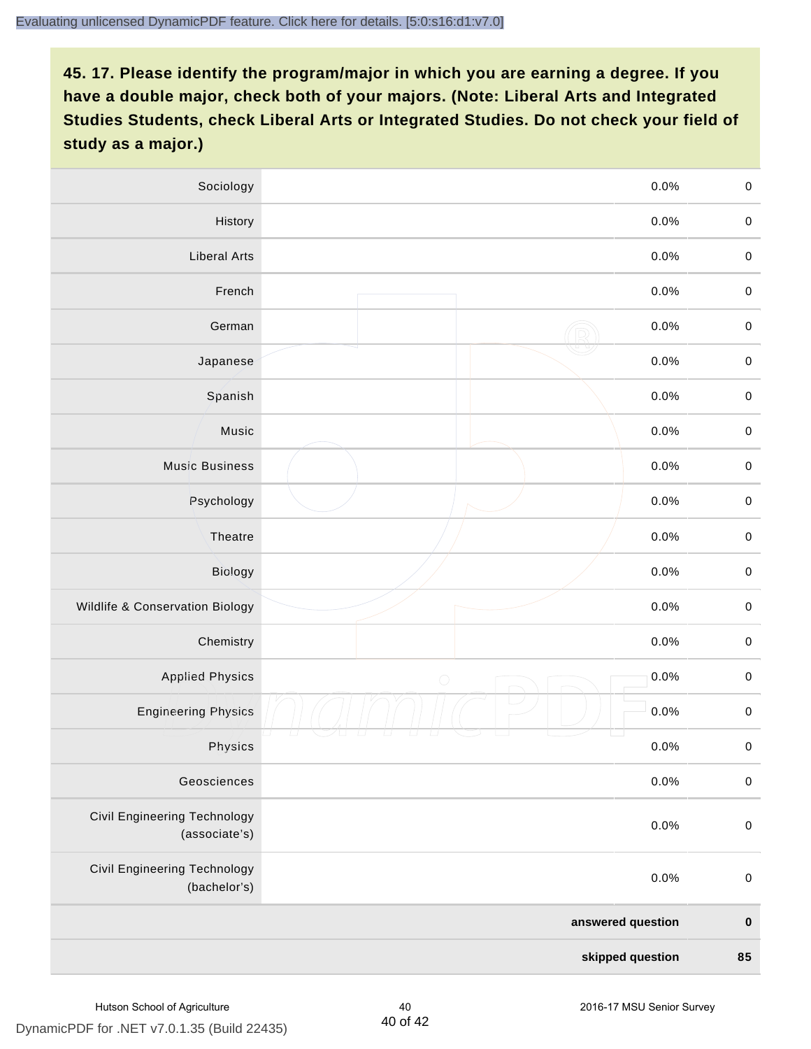## 45. 17. Please identify the program/major in which you are earning a degree. If you have a double major, check both of your majors. (Note: Liberal Arts and Integrated Studies Students, check Liberal Arts or Integrated Studies. Do not check your field of study as a major.)

| Response | | Percent | Count |
|---|---|---|---|
| Sociology | | 0.0% | 0 |
| History | | 0.0% | 0 |
| Liberal Arts | | 0.0% | 0 |
| French | | 0.0% | 0 |
| German | | 0.0% | 0 |
| Japanese | | 0.0% | 0 |
| Spanish | | 0.0% | 0 |
| Music | | 0.0% | 0 |
| Music Business | | 0.0% | 0 |
| Psychology | | 0.0% | 0 |
| Theatre | | 0.0% | 0 |
| Biology | | 0.0% | 0 |
| Wildlife & Conservation Biology | | 0.0% | 0 |
| Chemistry | | 0.0% | 0 |
| Applied Physics | | 0.0% | 0 |
| Engineering Physics | | 0.0% | 0 |
| Physics | | 0.0% | 0 |
| Geosciences | | 0.0% | 0 |
| Civil Engineering Technology (associate's) | | 0.0% | 0 |
| Civil Engineering Technology (bachelor's) | | 0.0% | 0 |
| | | **answered question** | **0** |
| | | **skipped question** | **85** |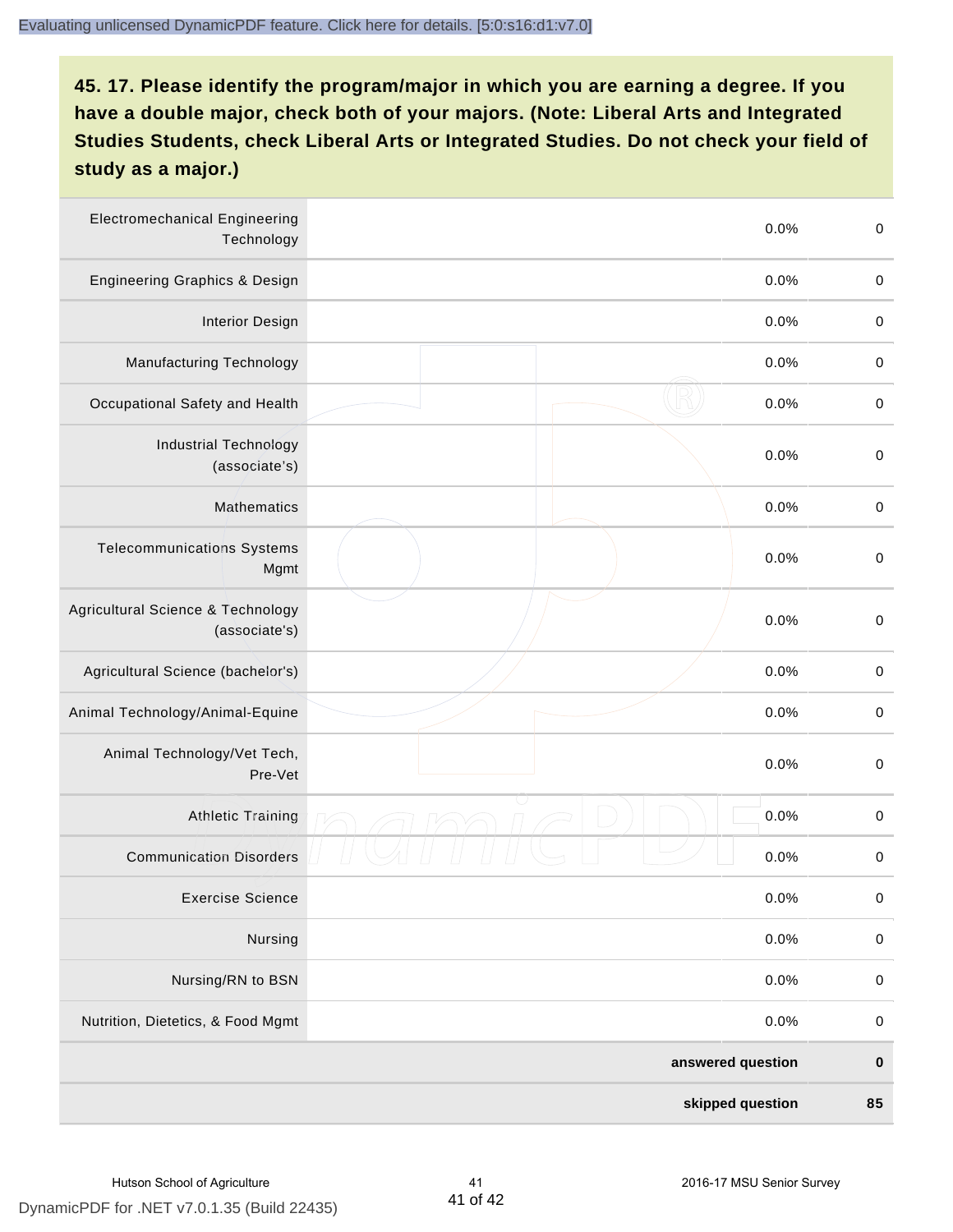**45. 17. Please identify the program/major in which you are earning a degree. If you have a double major, check both of your majors. (Note: Liberal Arts and Integrated Studies Students, check Liberal Arts or Integrated Studies. Do not check your field of study as a major.)**

| | | | |
|---|---|---|---|
| Electromechanical Engineering Technology | | 0.0% | 0 |
| Engineering Graphics & Design | | 0.0% | 0 |
| Interior Design | | 0.0% | 0 |
| Manufacturing Technology | | 0.0% | 0 |
| Occupational Safety and Health | | 0.0% | 0 |
| Industrial Technology (associate's) | | 0.0% | 0 |
| Mathematics | | 0.0% | 0 |
| Telecommunications Systems Mgmt | | 0.0% | 0 |
| Agricultural Science & Technology (associate's) | | 0.0% | 0 |
| Agricultural Science (bachelor's) | | 0.0% | 0 |
| Animal Technology/Animal-Equine | | 0.0% | 0 |
| Animal Technology/Vet Tech, Pre-Vet | | 0.0% | 0 |
| Athletic Training | | 0.0% | 0 |
| Communication Disorders | | 0.0% | 0 |
| Exercise Science | | 0.0% | 0 |
| Nursing | | 0.0% | 0 |
| Nursing/RN to BSN | | 0.0% | 0 |
| Nutrition, Dietetics, & Food Mgmt | | 0.0% | 0 |
| | | **answered question** | **0** |
| | | **skipped question** | **85** |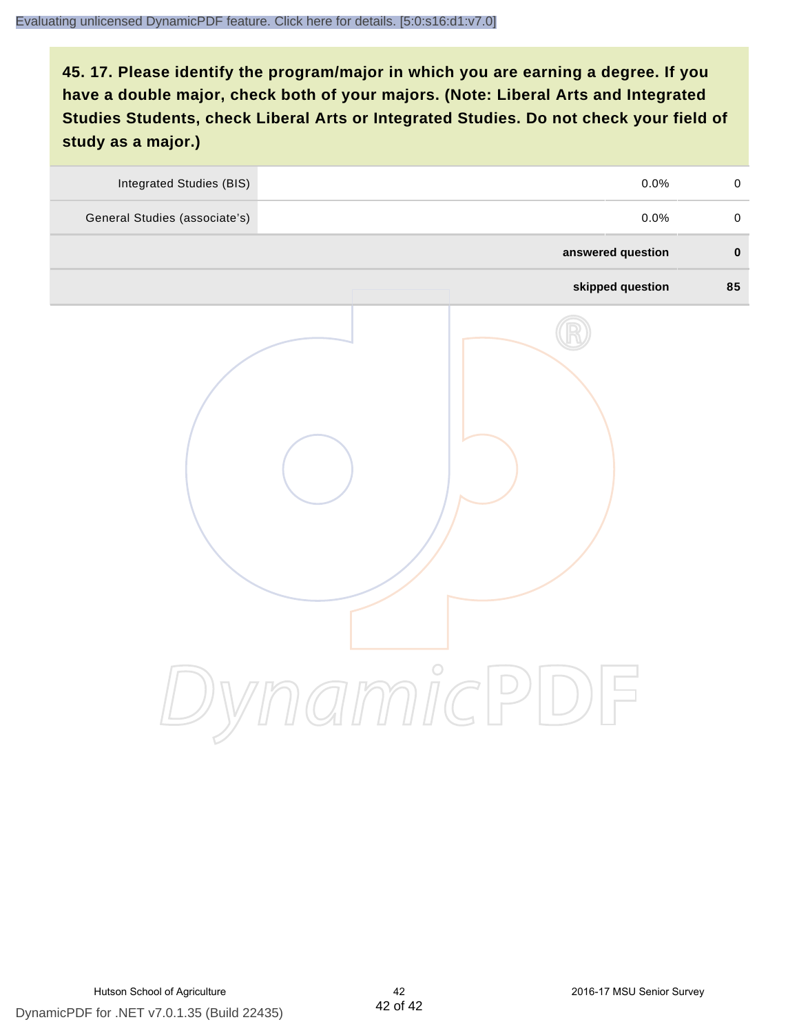**45. 17. Please identify the program/major in which you are earning a degree. If you have a double major, check both of your majors. (Note: Liberal Arts and Integrated Studies Students, check Liberal Arts or Integrated Studies. Do not check your field of study as a major.)**

| | | | |
|---|---|---|---|
| Integrated Studies (BIS) | | 0.0% | 0 |
| General Studies (associate's) | | 0.0% | 0 |
| | | **answered question** | **0** |
| | | **skipped question** | **85** |